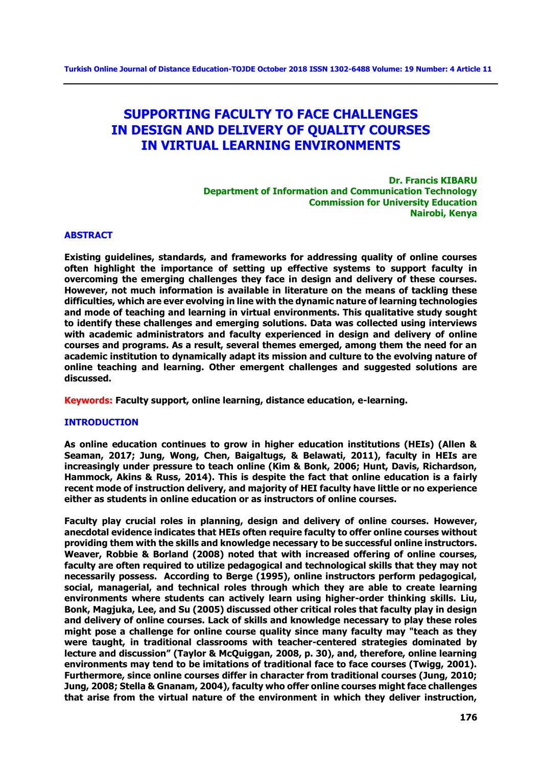# SUPPORTING FACULTY TO FACE CHALLENGES IN DESIGN AND DELIVERY OF QUALITY COURSES IN VIRTUAL LEARNING ENVIRONMENTS

**Dr. Francis KIBARU**
**Department of Information and Communication Technology**
**Commission for University Education**
**Nairobi, Kenya**

## ABSTRACT

**Existing guidelines, standards, and frameworks for addressing quality of online courses often highlight the importance of setting up effective systems to support faculty in overcoming the emerging challenges they face in design and delivery of these courses. However, not much information is available in literature on the means of tackling these difficulties, which are ever evolving in line with the dynamic nature of learning technologies and mode of teaching and learning in virtual environments. This qualitative study sought to identify these challenges and emerging solutions. Data was collected using interviews with academic administrators and faculty experienced in design and delivery of online courses and programs. As a result, several themes emerged, among them the need for an academic institution to dynamically adapt its mission and culture to the evolving nature of online teaching and learning. Other emergent challenges and suggested solutions are discussed.**

**Keywords:** **Faculty support, online learning, distance education, e-learning.**

## INTRODUCTION

As online education continues to grow in higher education institutions (HEIs) (Allen & Seaman, 2017; Jung, Wong, Chen, Baigaltugs, & Belawati, 2011), faculty in HEIs are increasingly under pressure to teach online (Kim & Bonk, 2006; Hunt, Davis, Richardson, Hammock, Akins & Russ, 2014). This is despite the fact that online education is a fairly recent mode of instruction delivery, and majority of HEI faculty have little or no experience either as students in online education or as instructors of online courses.

Faculty play crucial roles in planning, design and delivery of online courses. However, anecdotal evidence indicates that HEIs often require faculty to offer online courses without providing them with the skills and knowledge necessary to be successful online instructors. Weaver, Robbie & Borland (2008) noted that with increased offering of online courses, faculty are often required to utilize pedagogical and technological skills that they may not necessarily possess. According to Berge (1995), online instructors perform pedagogical, social, managerial, and technical roles through which they are able to create learning environments where students can actively learn using higher-order thinking skills. Liu, Bonk, Magjuka, Lee, and Su (2005) discussed other critical roles that faculty play in design and delivery of online courses. Lack of skills and knowledge necessary to play these roles might pose a challenge for online course quality since many faculty may "teach as they were taught, in traditional classrooms with teacher-centered strategies dominated by lecture and discussion" (Taylor & McQuiggan, 2008, p. 30), and, therefore, online learning environments may tend to be imitations of traditional face to face courses (Twigg, 2001). Furthermore, since online courses differ in character from traditional courses (Jung, 2010; Jung, 2008; Stella & Gnanam, 2004), faculty who offer online courses might face challenges that arise from the virtual nature of the environment in which they deliver instruction,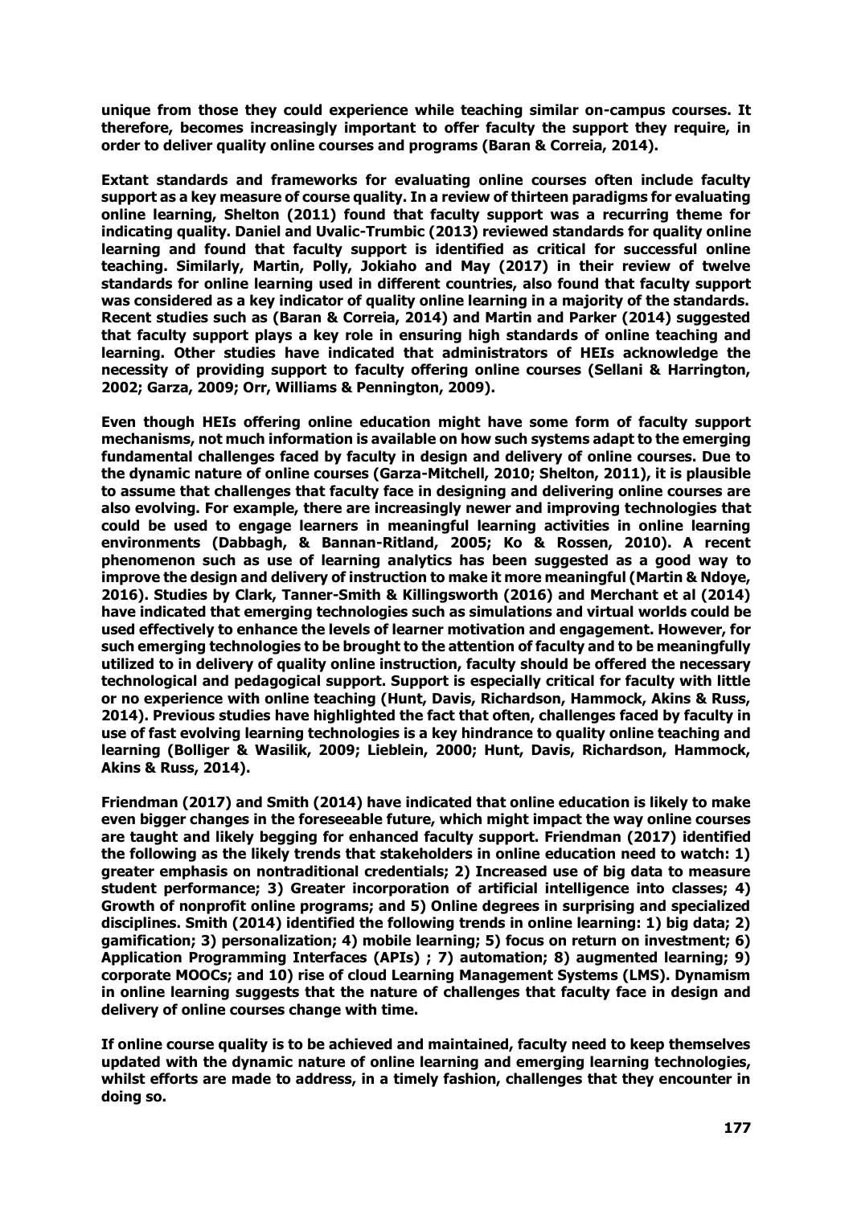**unique from those they could experience while teaching similar on-campus courses. It therefore, becomes increasingly important to offer faculty the support they require, in order to deliver quality online courses and programs (Baran & Correia, 2014).**

**Extant standards and frameworks for evaluating online courses often include faculty support as a key measure of course quality. In a review of thirteen paradigms for evaluating online learning, Shelton (2011) found that faculty support was a recurring theme for indicating quality. Daniel and Uvalic-Trumbic (2013) reviewed standards for quality online learning and found that faculty support is identified as critical for successful online teaching. Similarly, Martin, Polly, Jokiaho and May (2017) in their review of twelve standards for online learning used in different countries, also found that faculty support was considered as a key indicator of quality online learning in a majority of the standards. Recent studies such as (Baran & Correia, 2014) and Martin and Parker (2014) suggested that faculty support plays a key role in ensuring high standards of online teaching and learning. Other studies have indicated that administrators of HEIs acknowledge the necessity of providing support to faculty offering online courses (Sellani & Harrington, 2002; Garza, 2009; Orr, Williams & Pennington, 2009).**

**Even though HEIs offering online education might have some form of faculty support mechanisms, not much information is available on how such systems adapt to the emerging fundamental challenges faced by faculty in design and delivery of online courses. Due to the dynamic nature of online courses (Garza-Mitchell, 2010; Shelton, 2011), it is plausible to assume that challenges that faculty face in designing and delivering online courses are also evolving. For example, there are increasingly newer and improving technologies that could be used to engage learners in meaningful learning activities in online learning environments (Dabbagh, & Bannan-Ritland, 2005; Ko & Rossen, 2010). A recent phenomenon such as use of learning analytics has been suggested as a good way to improve the design and delivery of instruction to make it more meaningful (Martin & Ndoye, 2016). Studies by Clark, Tanner-Smith & Killingsworth (2016) and Merchant et al (2014) have indicated that emerging technologies such as simulations and virtual worlds could be used effectively to enhance the levels of learner motivation and engagement. However, for such emerging technologies to be brought to the attention of faculty and to be meaningfully utilized to in delivery of quality online instruction, faculty should be offered the necessary technological and pedagogical support. Support is especially critical for faculty with little or no experience with online teaching (Hunt, Davis, Richardson, Hammock, Akins & Russ, 2014). Previous studies have highlighted the fact that often, challenges faced by faculty in use of fast evolving learning technologies is a key hindrance to quality online teaching and learning (Bolliger & Wasilik, 2009; Lieblein, 2000; Hunt, Davis, Richardson, Hammock, Akins & Russ, 2014).**

**Friendman (2017) and Smith (2014) have indicated that online education is likely to make even bigger changes in the foreseeable future, which might impact the way online courses are taught and likely begging for enhanced faculty support. Friendman (2017) identified the following as the likely trends that stakeholders in online education need to watch: 1) greater emphasis on nontraditional credentials; 2) Increased use of big data to measure student performance; 3) Greater incorporation of artificial intelligence into classes; 4) Growth of nonprofit online programs; and 5) Online degrees in surprising and specialized disciplines. Smith (2014) identified the following trends in online learning: 1) big data; 2) gamification; 3) personalization; 4) mobile learning; 5) focus on return on investment; 6) Application Programming Interfaces (APIs) ; 7) automation; 8) augmented learning; 9) corporate MOOCs; and 10) rise of cloud Learning Management Systems (LMS). Dynamism in online learning suggests that the nature of challenges that faculty face in design and delivery of online courses change with time.**

**If online course quality is to be achieved and maintained, faculty need to keep themselves updated with the dynamic nature of online learning and emerging learning technologies, whilst efforts are made to address, in a timely fashion, challenges that they encounter in doing so.**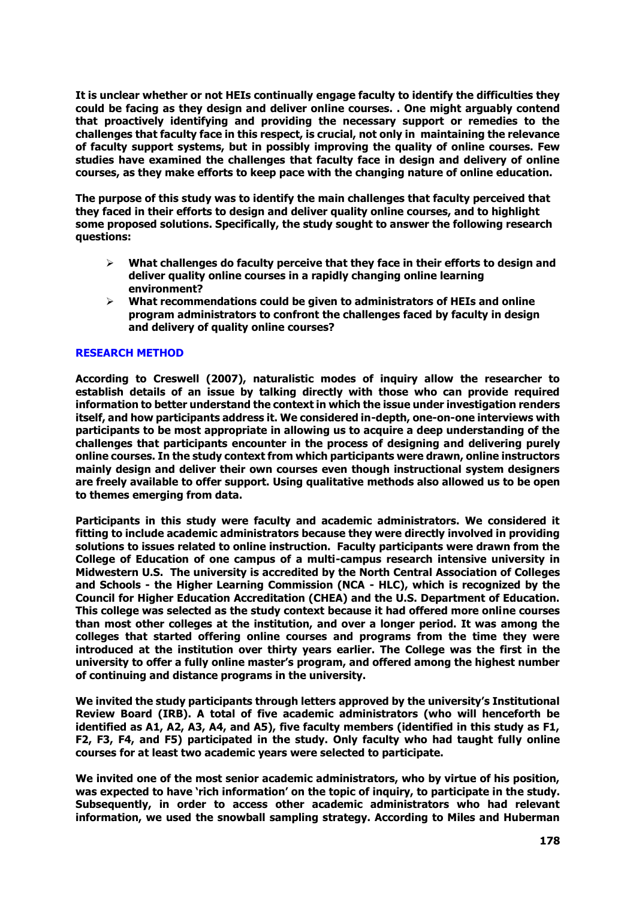It is unclear whether or not HEIs continually engage faculty to identify the difficulties they could be facing as they design and deliver online courses. . One might arguably contend that proactively identifying and providing the necessary support or remedies to the challenges that faculty face in this respect, is crucial, not only in maintaining the relevance of faculty support systems, but in possibly improving the quality of online courses. Few studies have examined the challenges that faculty face in design and delivery of online courses, as they make efforts to keep pace with the changing nature of online education.

The purpose of this study was to identify the main challenges that faculty perceived that they faced in their efforts to design and deliver quality online courses, and to highlight some proposed solutions. Specifically, the study sought to answer the following research questions:

- What challenges do faculty perceive that they face in their efforts to design and deliver quality online courses in a rapidly changing online learning environment?
- What recommendations could be given to administrators of HEIs and online program administrators to confront the challenges faced by faculty in design and delivery of quality online courses?

## RESEARCH METHOD

According to Creswell (2007), naturalistic modes of inquiry allow the researcher to establish details of an issue by talking directly with those who can provide required information to better understand the context in which the issue under investigation renders itself, and how participants address it. We considered in-depth, one-on-one interviews with participants to be most appropriate in allowing us to acquire a deep understanding of the challenges that participants encounter in the process of designing and delivering purely online courses. In the study context from which participants were drawn, online instructors mainly design and deliver their own courses even though instructional system designers are freely available to offer support. Using qualitative methods also allowed us to be open to themes emerging from data.

Participants in this study were faculty and academic administrators. We considered it fitting to include academic administrators because they were directly involved in providing solutions to issues related to online instruction. Faculty participants were drawn from the College of Education of one campus of a multi-campus research intensive university in Midwestern U.S. The university is accredited by the North Central Association of Colleges and Schools - the Higher Learning Commission (NCA - HLC), which is recognized by the Council for Higher Education Accreditation (CHEA) and the U.S. Department of Education. This college was selected as the study context because it had offered more online courses than most other colleges at the institution, and over a longer period. It was among the colleges that started offering online courses and programs from the time they were introduced at the institution over thirty years earlier. The College was the first in the university to offer a fully online master's program, and offered among the highest number of continuing and distance programs in the university.

We invited the study participants through letters approved by the university's Institutional Review Board (IRB). A total of five academic administrators (who will henceforth be identified as A1, A2, A3, A4, and A5), five faculty members (identified in this study as F1, F2, F3, F4, and F5) participated in the study. Only faculty who had taught fully online courses for at least two academic years were selected to participate.

We invited one of the most senior academic administrators, who by virtue of his position, was expected to have 'rich information' on the topic of inquiry, to participate in the study. Subsequently, in order to access other academic administrators who had relevant information, we used the snowball sampling strategy. According to Miles and Huberman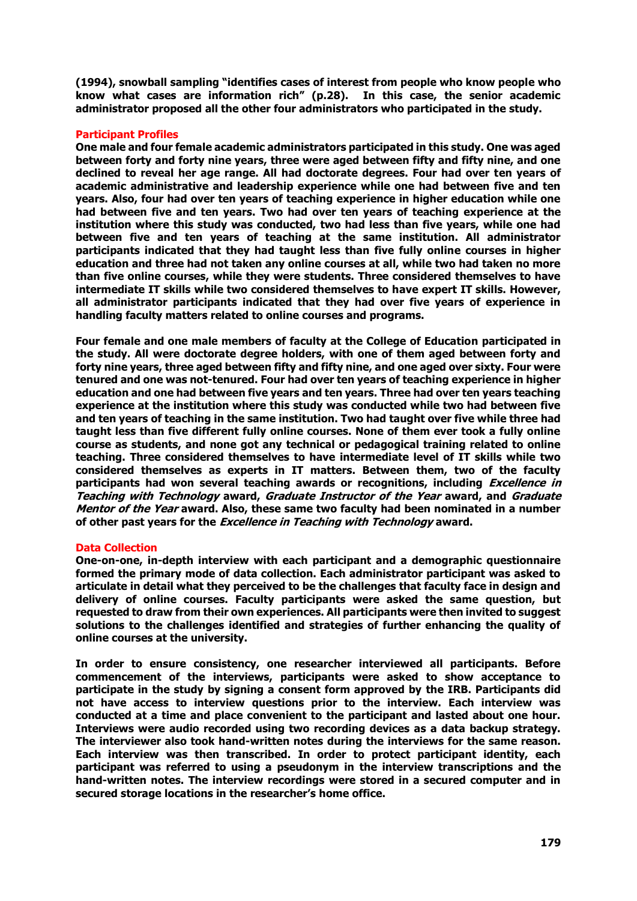(1994), snowball sampling "identifies cases of interest from people who know people who know what cases are information rich" (p.28). In this case, the senior academic administrator proposed all the other four administrators who participated in the study.

## Participant Profiles

One male and four female academic administrators participated in this study. One was aged between forty and forty nine years, three were aged between fifty and fifty nine, and one declined to reveal her age range. All had doctorate degrees. Four had over ten years of academic administrative and leadership experience while one had between five and ten years. Also, four had over ten years of teaching experience in higher education while one had between five and ten years. Two had over ten years of teaching experience at the institution where this study was conducted, two had less than five years, while one had between five and ten years of teaching at the same institution. All administrator participants indicated that they had taught less than five fully online courses in higher education and three had not taken any online courses at all, while two had taken no more than five online courses, while they were students. Three considered themselves to have intermediate IT skills while two considered themselves to have expert IT skills. However, all administrator participants indicated that they had over five years of experience in handling faculty matters related to online courses and programs.

Four female and one male members of faculty at the College of Education participated in the study. All were doctorate degree holders, with one of them aged between forty and forty nine years, three aged between fifty and fifty nine, and one aged over sixty. Four were tenured and one was not-tenured. Four had over ten years of teaching experience in higher education and one had between five years and ten years. Three had over ten years teaching experience at the institution where this study was conducted while two had between five and ten years of teaching in the same institution. Two had taught over five while three had taught less than five different fully online courses. None of them ever took a fully online course as students, and none got any technical or pedagogical training related to online teaching. Three considered themselves to have intermediate level of IT skills while two considered themselves as experts in IT matters. Between them, two of the faculty participants had won several teaching awards or recognitions, including *Excellence in Teaching with Technology* award, *Graduate Instructor of the Year* award, and *Graduate Mentor of the Year* award. Also, these same two faculty had been nominated in a number of other past years for the *Excellence in Teaching with Technology* award.

## Data Collection

One-on-one, in-depth interview with each participant and a demographic questionnaire formed the primary mode of data collection. Each administrator participant was asked to articulate in detail what they perceived to be the challenges that faculty face in design and delivery of online courses. Faculty participants were asked the same question, but requested to draw from their own experiences. All participants were then invited to suggest solutions to the challenges identified and strategies of further enhancing the quality of online courses at the university.

In order to ensure consistency, one researcher interviewed all participants. Before commencement of the interviews, participants were asked to show acceptance to participate in the study by signing a consent form approved by the IRB. Participants did not have access to interview questions prior to the interview. Each interview was conducted at a time and place convenient to the participant and lasted about one hour. Interviews were audio recorded using two recording devices as a data backup strategy. The interviewer also took hand-written notes during the interviews for the same reason. Each interview was then transcribed. In order to protect participant identity, each participant was referred to using a pseudonym in the interview transcriptions and the hand-written notes. The interview recordings were stored in a secured computer and in secured storage locations in the researcher's home office.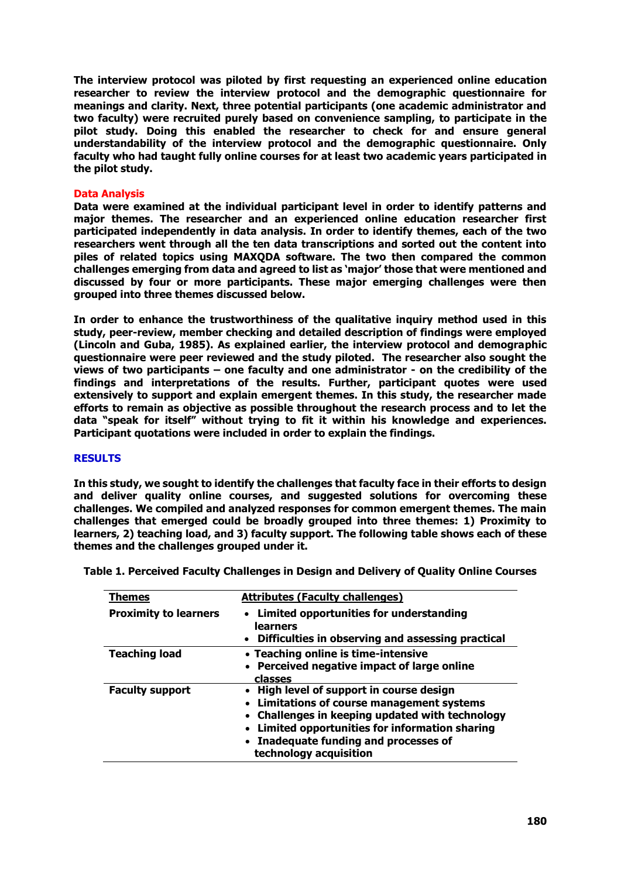**The interview protocol was piloted by first requesting an experienced online education researcher to review the interview protocol and the demographic questionnaire for meanings and clarity. Next, three potential participants (one academic administrator and two faculty) were recruited purely based on convenience sampling, to participate in the pilot study. Doing this enabled the researcher to check for and ensure general understandability of the interview protocol and the demographic questionnaire. Only faculty who had taught fully online courses for at least two academic years participated in the pilot study.**

### Data Analysis

**Data were examined at the individual participant level in order to identify patterns and major themes. The researcher and an experienced online education researcher first participated independently in data analysis. In order to identify themes, each of the two researchers went through all the ten data transcriptions and sorted out the content into piles of related topics using MAXQDA software. The two then compared the common challenges emerging from data and agreed to list as 'major' those that were mentioned and discussed by four or more participants. These major emerging challenges were then grouped into three themes discussed below.**

**In order to enhance the trustworthiness of the qualitative inquiry method used in this study, peer-review, member checking and detailed description of findings were employed (Lincoln and Guba, 1985). As explained earlier, the interview protocol and demographic questionnaire were peer reviewed and the study piloted. The researcher also sought the views of two participants – one faculty and one administrator - on the credibility of the findings and interpretations of the results. Further, participant quotes were used extensively to support and explain emergent themes. In this study, the researcher made efforts to remain as objective as possible throughout the research process and to let the data "speak for itself" without trying to fit it within his knowledge and experiences. Participant quotations were included in order to explain the findings.**

## RESULTS

**In this study, we sought to identify the challenges that faculty face in their efforts to design and deliver quality online courses, and suggested solutions for overcoming these challenges. We compiled and analyzed responses for common emergent themes. The main challenges that emerged could be broadly grouped into three themes: 1) Proximity to learners, 2) teaching load, and 3) faculty support. The following table shows each of these themes and the challenges grouped under it.**

**Table 1. Perceived Faculty Challenges in Design and Delivery of Quality Online Courses**

| Themes | Attributes (Faculty challenges) |
|---|---|
| Proximity to learners | • Limited opportunities for understanding learners<br>• Difficulties in observing and assessing practical |
| Teaching load | • Teaching online is time-intensive<br>• Perceived negative impact of large online classes |
| Faculty support | • High level of support in course design<br>• Limitations of course management systems<br>• Challenges in keeping updated with technology<br>• Limited opportunities for information sharing<br>• Inadequate funding and processes of technology acquisition |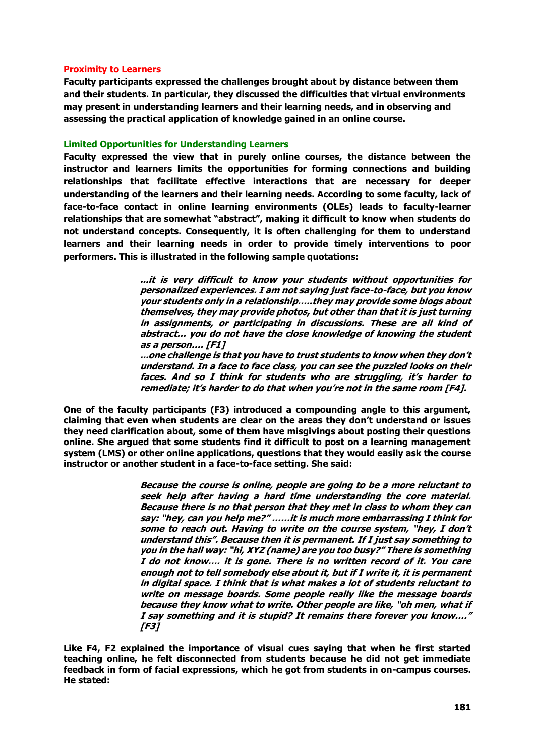### Proximity to Learners

**Faculty participants expressed the challenges brought about by distance between them and their students. In particular, they discussed the difficulties that virtual environments may present in understanding learners and their learning needs, and in observing and assessing the practical application of knowledge gained in an online course.**

#### Limited Opportunities for Understanding Learners

**Faculty expressed the view that in purely online courses, the distance between the instructor and learners limits the opportunities for forming connections and building relationships that facilitate effective interactions that are necessary for deeper understanding of the learners and their learning needs. According to some faculty, lack of face-to-face contact in online learning environments (OLEs) leads to faculty-learner relationships that are somewhat "abstract", making it difficult to know when students do not understand concepts. Consequently, it is often challenging for them to understand learners and their learning needs in order to provide timely interventions to poor performers. This is illustrated in the following sample quotations:**

> ***...it is very difficult to know your students without opportunities for personalized experiences. I am not saying just face-to-face, but you know your students only in a relationship.....they may provide some blogs about themselves, they may provide photos, but other than that it is just turning in assignments, or participating in discussions. These are all kind of abstract... you do not have the close knowledge of knowing the student as a person.... [F1]***
>
> ***...one challenge is that you have to trust students to know when they don't understand. In a face to face class, you can see the puzzled looks on their faces. And so I think for students who are struggling, it's harder to remediate; it's harder to do that when you're not in the same room [F4].***

**One of the faculty participants (F3) introduced a compounding angle to this argument, claiming that even when students are clear on the areas they don't understand or issues they need clarification about, some of them have misgivings about posting their questions online. She argued that some students find it difficult to post on a learning management system (LMS) or other online applications, questions that they would easily ask the course instructor or another student in a face-to-face setting. She said:**

> ***Because the course is online, people are going to be a more reluctant to seek help after having a hard time understanding the core material. Because there is no that person that they met in class to whom they can say: "hey, can you help me?" ......it is much more embarrassing I think for some to reach out. Having to write on the course system, "hey, I don't understand this". Because then it is permanent. If I just say something to you in the hall way: "hi, XYZ (name) are you too busy?" There is something I do not know.... it is gone. There is no written record of it. You care enough not to tell somebody else about it, but if I write it, it is permanent in digital space. I think that is what makes a lot of students reluctant to write on message boards. Some people really like the message boards because they know what to write. Other people are like, "oh men, what if I say something and it is stupid? It remains there forever you know...." [F3]***

**Like F4, F2 explained the importance of visual cues saying that when he first started teaching online, he felt disconnected from students because he did not get immediate feedback in form of facial expressions, which he got from students in on-campus courses. He stated:**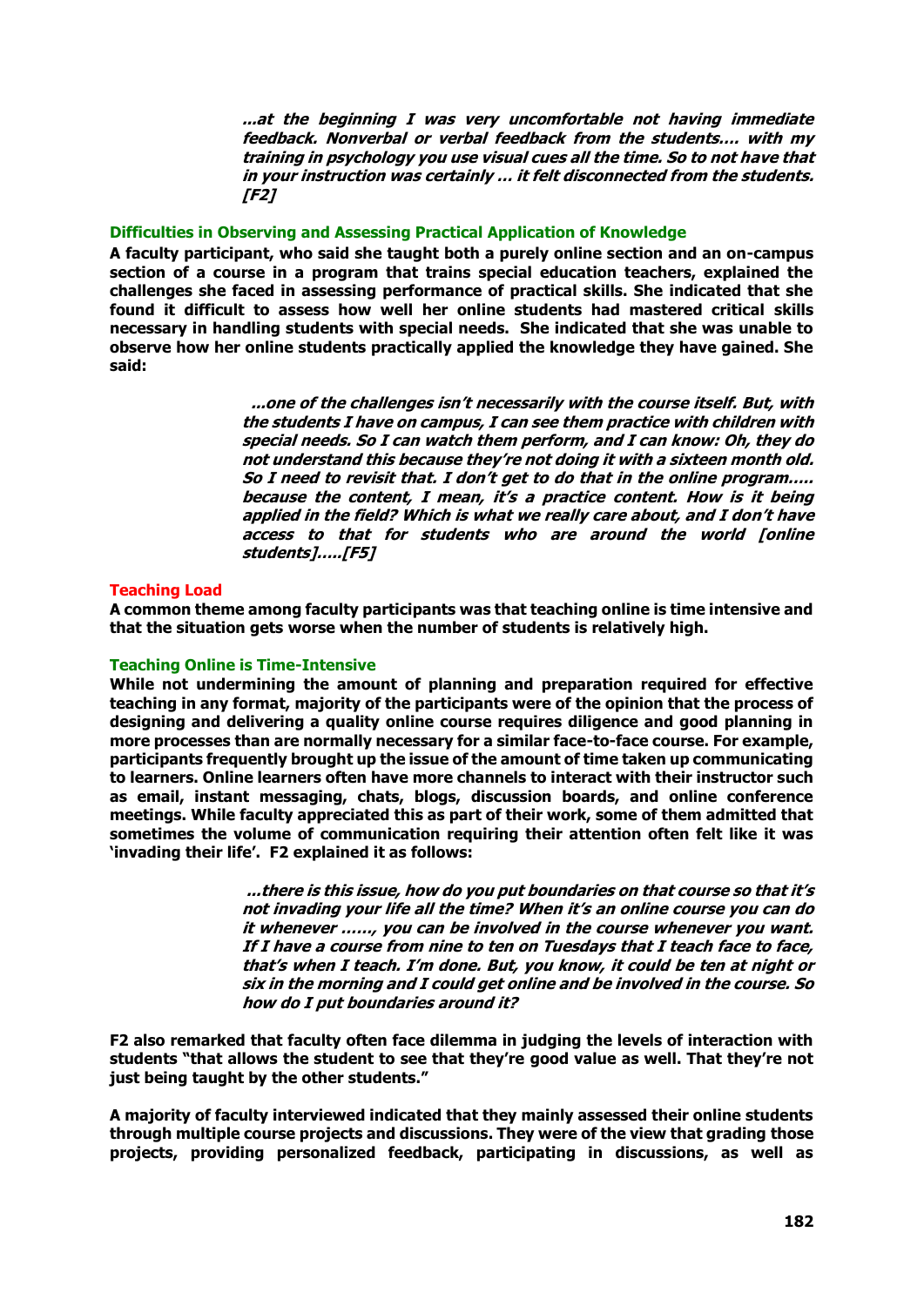> ***...at the beginning I was very uncomfortable not having immediate feedback. Nonverbal or verbal feedback from the students…. with my training in psychology you use visual cues all the time. So to not have that in your instruction was certainly … it felt disconnected from the students. [F2]***

### Difficulties in Observing and Assessing Practical Application of Knowledge

**A faculty participant, who said she taught both a purely online section and an on-campus section of a course in a program that trains special education teachers, explained the challenges she faced in assessing performance of practical skills. She indicated that she found it difficult to assess how well her online students had mastered critical skills necessary in handling students with special needs. She indicated that she was unable to observe how her online students practically applied the knowledge they have gained. She said:**

> ***...one of the challenges isn't necessarily with the course itself. But, with the students I have on campus, I can see them practice with children with special needs. So I can watch them perform, and I can know: Oh, they do not understand this because they're not doing it with a sixteen month old. So I need to revisit that. I don't get to do that in the online program….. because the content, I mean, it's a practice content. How is it being applied in the field? Which is what we really care about, and I don't have access to that for students who are around the world [online students]…..[F5]***

## Teaching Load

**A common theme among faculty participants was that teaching online is time intensive and that the situation gets worse when the number of students is relatively high.**

### Teaching Online is Time-Intensive

**While not undermining the amount of planning and preparation required for effective teaching in any format, majority of the participants were of the opinion that the process of designing and delivering a quality online course requires diligence and good planning in more processes than are normally necessary for a similar face-to-face course. For example, participants frequently brought up the issue of the amount of time taken up communicating to learners. Online learners often have more channels to interact with their instructor such as email, instant messaging, chats, blogs, discussion boards, and online conference meetings. While faculty appreciated this as part of their work, some of them admitted that sometimes the volume of communication requiring their attention often felt like it was 'invading their life'. F2 explained it as follows:**

> ***...there is this issue, how do you put boundaries on that course so that it's not invading your life all the time? When it's an online course you can do it whenever ……, you can be involved in the course whenever you want. If I have a course from nine to ten on Tuesdays that I teach face to face, that's when I teach. I'm done. But, you know, it could be ten at night or six in the morning and I could get online and be involved in the course. So how do I put boundaries around it?***

**F2 also remarked that faculty often face dilemma in judging the levels of interaction with students "that allows the student to see that they're good value as well. That they're not just being taught by the other students."**

**A majority of faculty interviewed indicated that they mainly assessed their online students through multiple course projects and discussions. They were of the view that grading those projects, providing personalized feedback, participating in discussions, as well as**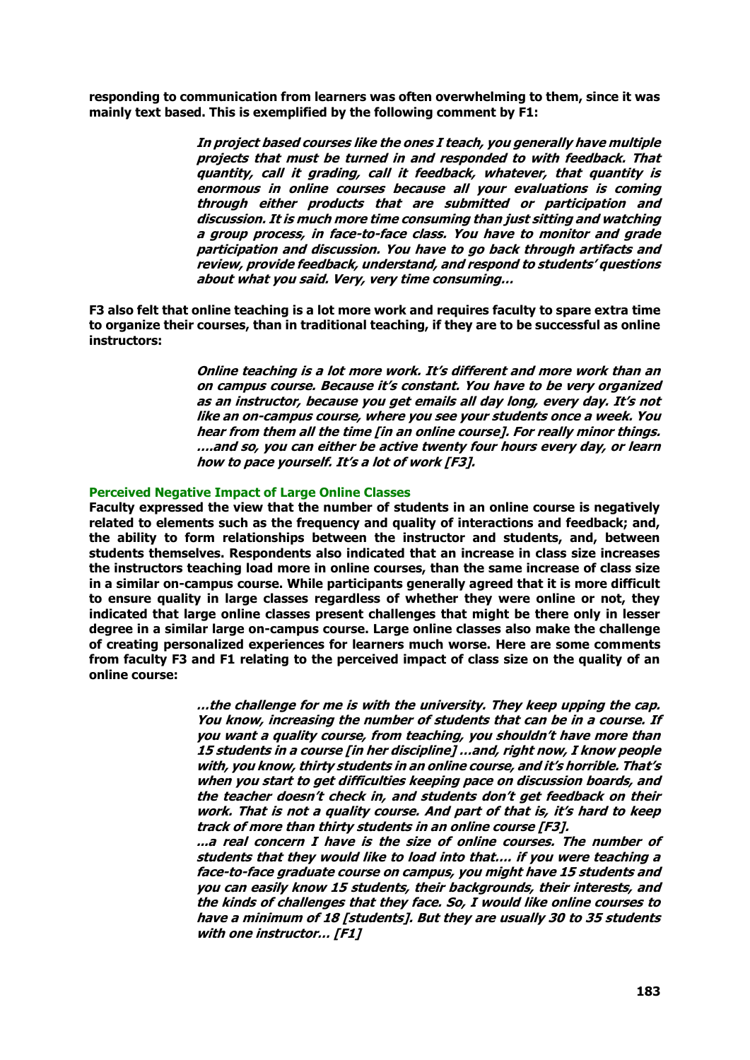**responding to communication from learners was often overwhelming to them, since it was mainly text based. This is exemplified by the following comment by F1:**

> ***In project based courses like the ones I teach, you generally have multiple projects that must be turned in and responded to with feedback. That quantity, call it grading, call it feedback, whatever, that quantity is enormous in online courses because all your evaluations is coming through either products that are submitted or participation and discussion. It is much more time consuming than just sitting and watching a group process, in face-to-face class. You have to monitor and grade participation and discussion. You have to go back through artifacts and review, provide feedback, understand, and respond to students' questions about what you said. Very, very time consuming…***

**F3 also felt that online teaching is a lot more work and requires faculty to spare extra time to organize their courses, than in traditional teaching, if they are to be successful as online instructors:**

> ***Online teaching is a lot more work. It's different and more work than an on campus course. Because it's constant. You have to be very organized as an instructor, because you get emails all day long, every day. It's not like an on-campus course, where you see your students once a week. You hear from them all the time [in an online course]. For really minor things. ….and so, you can either be active twenty four hours every day, or learn how to pace yourself. It's a lot of work [F3].***

### Perceived Negative Impact of Large Online Classes

**Faculty expressed the view that the number of students in an online course is negatively related to elements such as the frequency and quality of interactions and feedback; and, the ability to form relationships between the instructor and students, and, between students themselves. Respondents also indicated that an increase in class size increases the instructors teaching load more in online courses, than the same increase of class size in a similar on-campus course. While participants generally agreed that it is more difficult to ensure quality in large classes regardless of whether they were online or not, they indicated that large online classes present challenges that might be there only in lesser degree in a similar large on-campus course. Large online classes also make the challenge of creating personalized experiences for learners much worse. Here are some comments from faculty F3 and F1 relating to the perceived impact of class size on the quality of an online course:**

> ***…the challenge for me is with the university. They keep upping the cap. You know, increasing the number of students that can be in a course. If you want a quality course, from teaching, you shouldn't have more than 15 students in a course [in her discipline] …and, right now, I know people with, you know, thirty students in an online course, and it's horrible. That's when you start to get difficulties keeping pace on discussion boards, and the teacher doesn't check in, and students don't get feedback on their work. That is not a quality course. And part of that is, it's hard to keep track of more than thirty students in an online course [F3].***
>
> ***...a real concern I have is the size of online courses. The number of students that they would like to load into that…. if you were teaching a face-to-face graduate course on campus, you might have 15 students and you can easily know 15 students, their backgrounds, their interests, and the kinds of challenges that they face. So, I would like online courses to have a minimum of 18 [students]. But they are usually 30 to 35 students with one instructor… [F1]***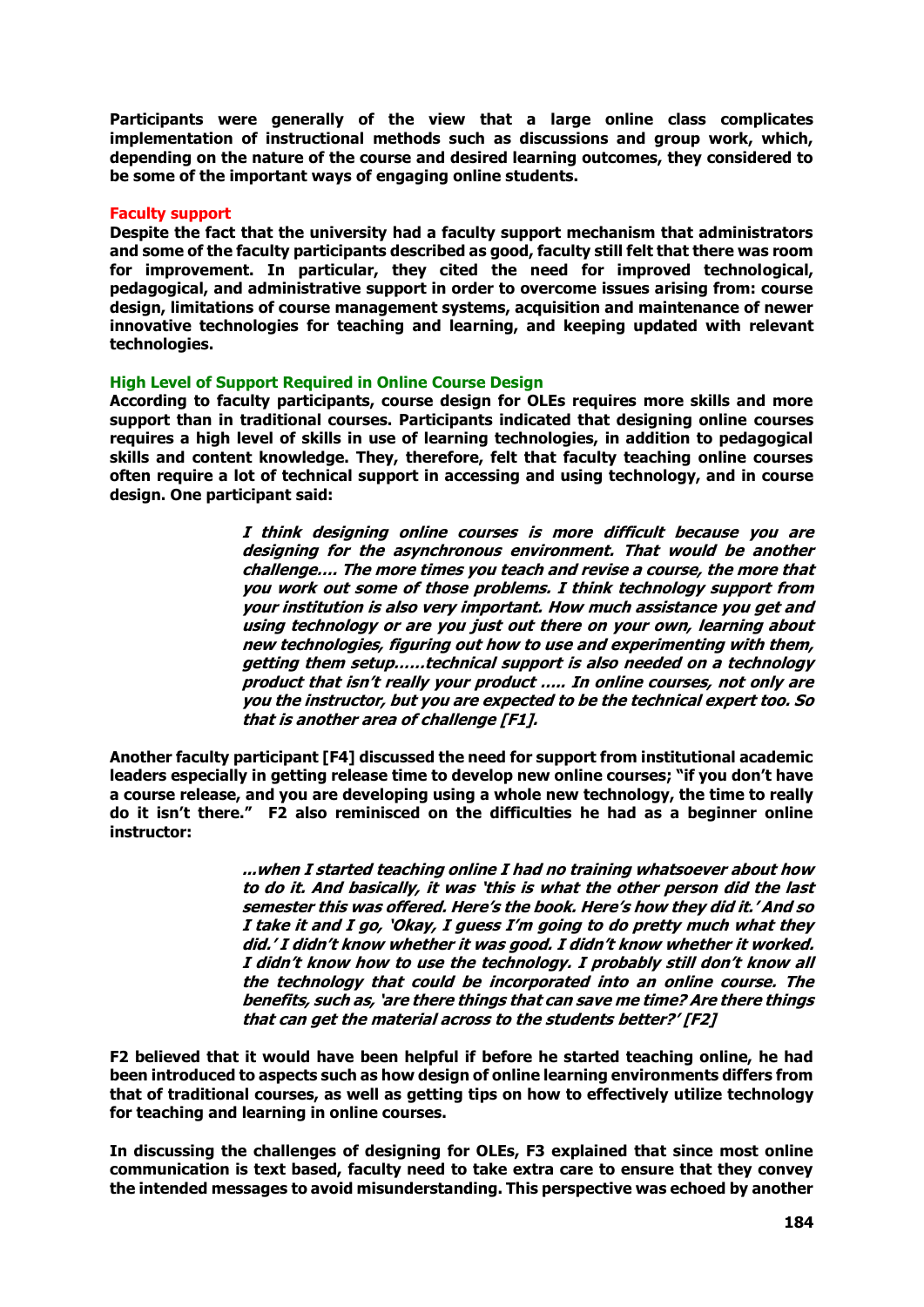**Participants were generally of the view that a large online class complicates implementation of instructional methods such as discussions and group work, which, depending on the nature of the course and desired learning outcomes, they considered to be some of the important ways of engaging online students.**

## Faculty support

**Despite the fact that the university had a faculty support mechanism that administrators and some of the faculty participants described as good, faculty still felt that there was room for improvement. In particular, they cited the need for improved technological, pedagogical, and administrative support in order to overcome issues arising from: course design, limitations of course management systems, acquisition and maintenance of newer innovative technologies for teaching and learning, and keeping updated with relevant technologies.**

### High Level of Support Required in Online Course Design

**According to faculty participants, course design for OLEs requires more skills and more support than in traditional courses. Participants indicated that designing online courses requires a high level of skills in use of learning technologies, in addition to pedagogical skills and content knowledge. They, therefore, felt that faculty teaching online courses often require a lot of technical support in accessing and using technology, and in course design. One participant said:**

> ***I think designing online courses is more difficult because you are designing for the asynchronous environment. That would be another challenge…. The more times you teach and revise a course, the more that you work out some of those problems. I think technology support from your institution is also very important. How much assistance you get and using technology or are you just out there on your own, learning about new technologies, figuring out how to use and experimenting with them, getting them setup……technical support is also needed on a technology product that isn't really your product ….. In online courses, not only are you the instructor, but you are expected to be the technical expert too. So that is another area of challenge [F1].***

**Another faculty participant [F4] discussed the need for support from institutional academic leaders especially in getting release time to develop new online courses; "if you don't have a course release, and you are developing using a whole new technology, the time to really do it isn't there." F2 also reminisced on the difficulties he had as a beginner online instructor:**

> ***…when I started teaching online I had no training whatsoever about how to do it. And basically, it was 'this is what the other person did the last semester this was offered. Here's the book. Here's how they did it.' And so I take it and I go, 'Okay, I guess I'm going to do pretty much what they did.' I didn't know whether it was good. I didn't know whether it worked. I didn't know how to use the technology. I probably still don't know all the technology that could be incorporated into an online course. The benefits, such as, 'are there things that can save me time? Are there things that can get the material across to the students better?' [F2]***

**F2 believed that it would have been helpful if before he started teaching online, he had been introduced to aspects such as how design of online learning environments differs from that of traditional courses, as well as getting tips on how to effectively utilize technology for teaching and learning in online courses.**

**In discussing the challenges of designing for OLEs, F3 explained that since most online communication is text based, faculty need to take extra care to ensure that they convey the intended messages to avoid misunderstanding. This perspective was echoed by another**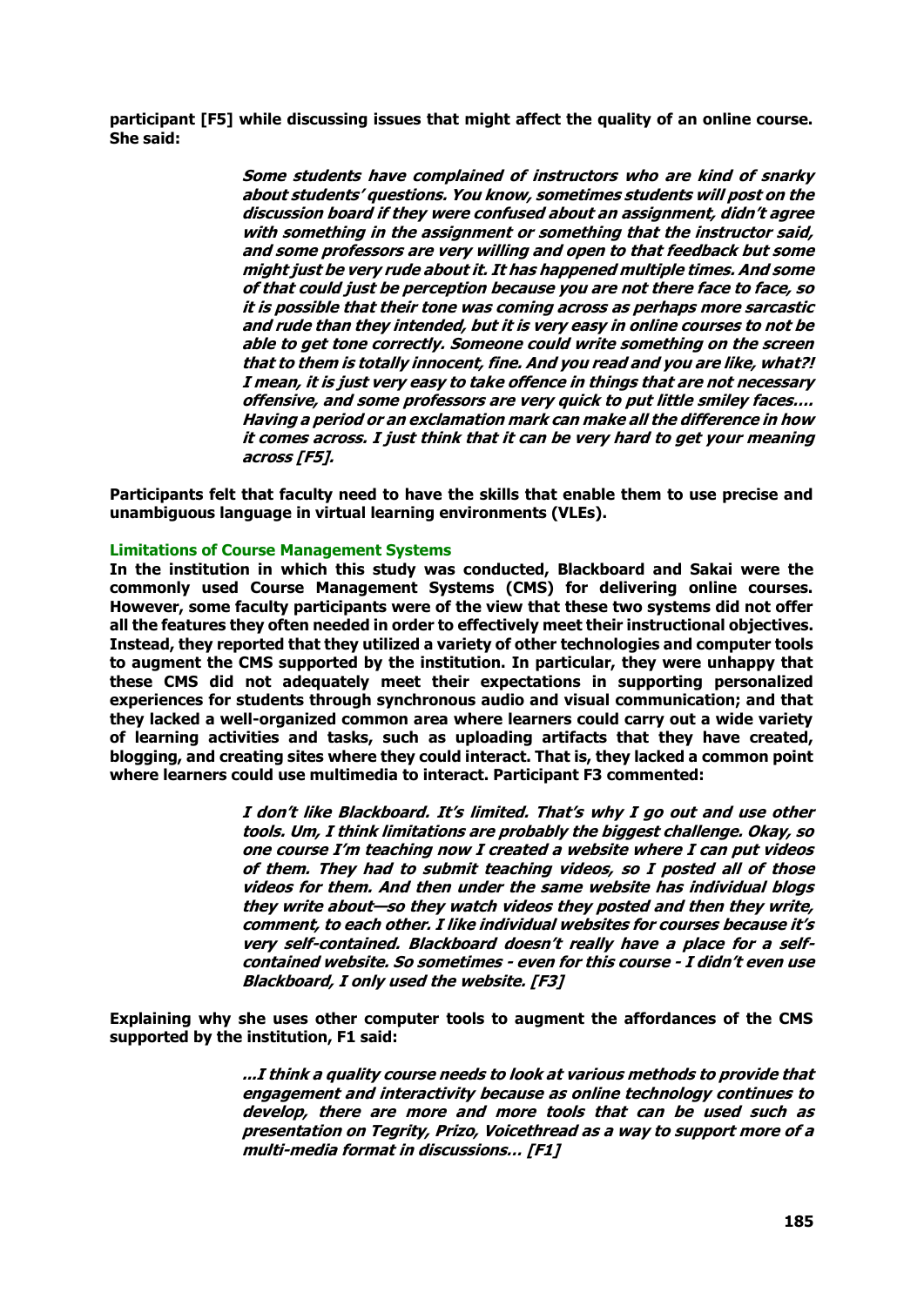**participant [F5] while discussing issues that might affect the quality of an online course. She said:**

> ***Some students have complained of instructors who are kind of snarky about students' questions. You know, sometimes students will post on the discussion board if they were confused about an assignment, didn't agree with something in the assignment or something that the instructor said, and some professors are very willing and open to that feedback but some might just be very rude about it. It has happened multiple times. And some of that could just be perception because you are not there face to face, so it is possible that their tone was coming across as perhaps more sarcastic and rude than they intended, but it is very easy in online courses to not be able to get tone correctly. Someone could write something on the screen that to them is totally innocent, fine. And you read and you are like, what?! I mean, it is just very easy to take offence in things that are not necessary offensive, and some professors are very quick to put little smiley faces…. Having a period or an exclamation mark can make all the difference in how it comes across. I just think that it can be very hard to get your meaning across [F5].***

**Participants felt that faculty need to have the skills that enable them to use precise and unambiguous language in virtual learning environments (VLEs).**

### Limitations of Course Management Systems

**In the institution in which this study was conducted, Blackboard and Sakai were the commonly used Course Management Systems (CMS) for delivering online courses. However, some faculty participants were of the view that these two systems did not offer all the features they often needed in order to effectively meet their instructional objectives. Instead, they reported that they utilized a variety of other technologies and computer tools to augment the CMS supported by the institution. In particular, they were unhappy that these CMS did not adequately meet their expectations in supporting personalized experiences for students through synchronous audio and visual communication; and that they lacked a well-organized common area where learners could carry out a wide variety of learning activities and tasks, such as uploading artifacts that they have created, blogging, and creating sites where they could interact. That is, they lacked a common point where learners could use multimedia to interact. Participant F3 commented:**

> ***I don't like Blackboard. It's limited. That's why I go out and use other tools. Um, I think limitations are probably the biggest challenge. Okay, so one course I'm teaching now I created a website where I can put videos of them. They had to submit teaching videos, so I posted all of those videos for them. And then under the same website has individual blogs they write about—so they watch videos they posted and then they write, comment, to each other. I like individual websites for courses because it's very self-contained. Blackboard doesn't really have a place for a self-contained website. So sometimes - even for this course - I didn't even use Blackboard, I only used the website. [F3]***

**Explaining why she uses other computer tools to augment the affordances of the CMS supported by the institution, F1 said:**

> ***...I think a quality course needs to look at various methods to provide that engagement and interactivity because as online technology continues to develop, there are more and more tools that can be used such as presentation on Tegrity, Prizo, Voicethread as a way to support more of a multi-media format in discussions… [F1]***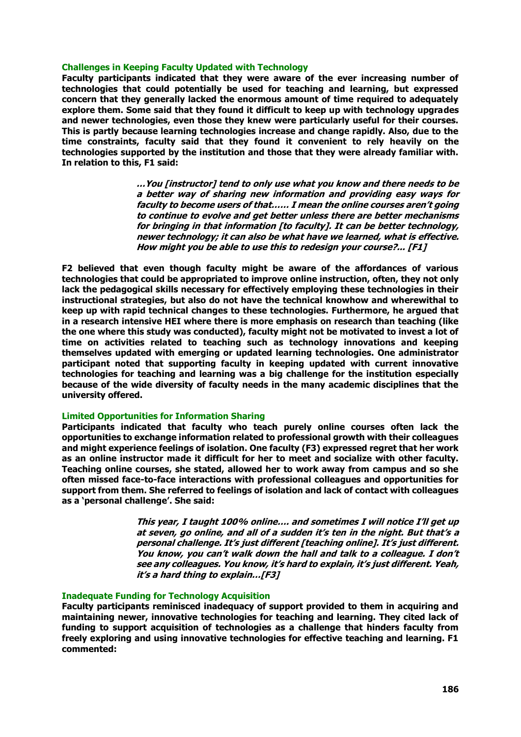### Challenges in Keeping Faculty Updated with Technology

**Faculty participants indicated that they were aware of the ever increasing number of technologies that could potentially be used for teaching and learning, but expressed concern that they generally lacked the enormous amount of time required to adequately explore them. Some said that they found it difficult to keep up with technology upgrades and newer technologies, even those they knew were particularly useful for their courses. This is partly because learning technologies increase and change rapidly. Also, due to the time constraints, faculty said that they found it convenient to rely heavily on the technologies supported by the institution and those that they were already familiar with. In relation to this, F1 said:**

> ***…You [instructor] tend to only use what you know and there needs to be a better way of sharing new information and providing easy ways for faculty to become users of that…… I mean the online courses aren't going to continue to evolve and get better unless there are better mechanisms for bringing in that information [to faculty]. It can be better technology, newer technology; it can also be what have we learned, what is effective. How might you be able to use this to redesign your course?... [F1]***

**F2 believed that even though faculty might be aware of the affordances of various technologies that could be appropriated to improve online instruction, often, they not only lack the pedagogical skills necessary for effectively employing these technologies in their instructional strategies, but also do not have the technical knowhow and wherewithal to keep up with rapid technical changes to these technologies. Furthermore, he argued that in a research intensive HEI where there is more emphasis on research than teaching (like the one where this study was conducted), faculty might not be motivated to invest a lot of time on activities related to teaching such as technology innovations and keeping themselves updated with emerging or updated learning technologies. One administrator participant noted that supporting faculty in keeping updated with current innovative technologies for teaching and learning was a big challenge for the institution especially because of the wide diversity of faculty needs in the many academic disciplines that the university offered.**

### Limited Opportunities for Information Sharing

**Participants indicated that faculty who teach purely online courses often lack the opportunities to exchange information related to professional growth with their colleagues and might experience feelings of isolation. One faculty (F3) expressed regret that her work as an online instructor made it difficult for her to meet and socialize with other faculty. Teaching online courses, she stated, allowed her to work away from campus and so she often missed face-to-face interactions with professional colleagues and opportunities for support from them. She referred to feelings of isolation and lack of contact with colleagues as a 'personal challenge'. She said:**

> ***This year, I taught 100% online…. and sometimes I will notice I'll get up at seven, go online, and all of a sudden it's ten in the night. But that's a personal challenge. It's just different [teaching online]. It's just different. You know, you can't walk down the hall and talk to a colleague. I don't see any colleagues. You know, it's hard to explain, it's just different. Yeah, it's a hard thing to explain…[F3]***

### Inadequate Funding for Technology Acquisition

**Faculty participants reminisced inadequacy of support provided to them in acquiring and maintaining newer, innovative technologies for teaching and learning. They cited lack of funding to support acquisition of technologies as a challenge that hinders faculty from freely exploring and using innovative technologies for effective teaching and learning. F1 commented:**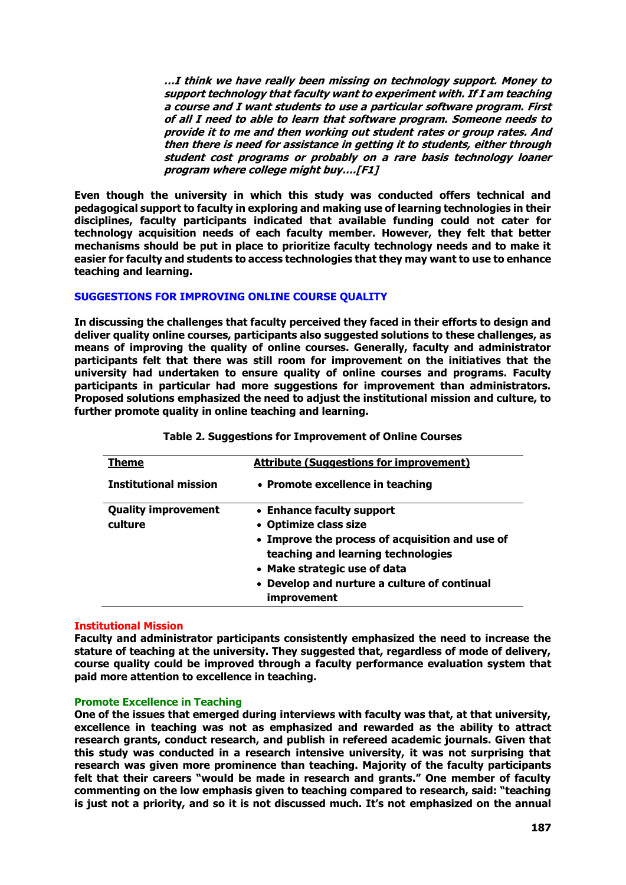*...I think we have really been missing on technology support. Money to support technology that faculty want to experiment with. If I am teaching a course and I want students to use a particular software program. First of all I need to able to learn that software program. Someone needs to provide it to me and then working out student rates or group rates. And then there is need for assistance in getting it to students, either through student cost programs or probably on a rare basis technology loaner program where college might buy....[F1]*

Even though the university in which this study was conducted offers technical and pedagogical support to faculty in exploring and making use of learning technologies in their disciplines, faculty participants indicated that available funding could not cater for technology acquisition needs of each faculty member. However, they felt that better mechanisms should be put in place to prioritize faculty technology needs and to make it easier for faculty and students to access technologies that they may want to use to enhance teaching and learning.

## SUGGESTIONS FOR IMPROVING ONLINE COURSE QUALITY

In discussing the challenges that faculty perceived they faced in their efforts to design and deliver quality online courses, participants also suggested solutions to these challenges, as means of improving the quality of online courses. Generally, faculty and administrator participants felt that there was still room for improvement on the initiatives that the university had undertaken to ensure quality of online courses and programs. Faculty participants in particular had more suggestions for improvement than administrators. Proposed solutions emphasized the need to adjust the institutional mission and culture, to further promote quality in online teaching and learning.

**Table 2. Suggestions for Improvement of Online Courses**

| Theme | Attribute (Suggestions for improvement) |
|---|---|
| Institutional mission | • Promote excellence in teaching |
| Quality improvement culture | • Enhance faculty support<br>• Optimize class size<br>• Improve the process of acquisition and use of teaching and learning technologies<br>• Make strategic use of data<br>• Develop and nurture a culture of continual improvement |

### Institutional Mission

Faculty and administrator participants consistently emphasized the need to increase the stature of teaching at the university. They suggested that, regardless of mode of delivery, course quality could be improved through a faculty performance evaluation system that paid more attention to excellence in teaching.

#### Promote Excellence in Teaching

One of the issues that emerged during interviews with faculty was that, at that university, excellence in teaching was not as emphasized and rewarded as the ability to attract research grants, conduct research, and publish in refereed academic journals. Given that this study was conducted in a research intensive university, it was not surprising that research was given more prominence than teaching. Majority of the faculty participants felt that their careers "would be made in research and grants." One member of faculty commenting on the low emphasis given to teaching compared to research, said: "teaching is just not a priority, and so it is not discussed much. It's not emphasized on the annual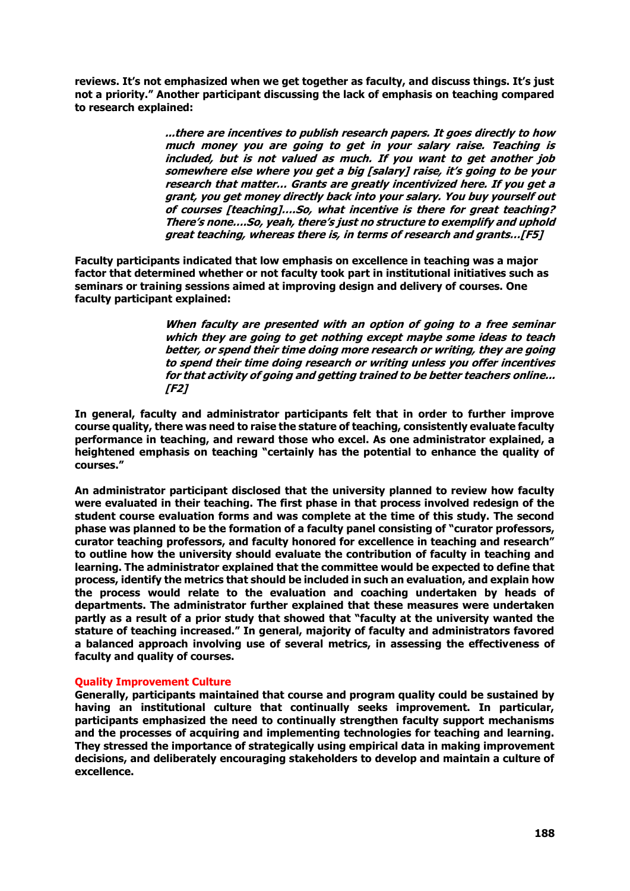reviews. It's not emphasized when we get together as faculty, and discuss things. It's just not a priority." Another participant discussing the lack of emphasis on teaching compared to research explained:

> *...there are incentives to publish research papers. It goes directly to how much money you are going to get in your salary raise. Teaching is included, but is not valued as much. If you want to get another job somewhere else where you get a big [salary] raise, it's going to be your research that matter… Grants are greatly incentivized here. If you get a grant, you get money directly back into your salary. You buy yourself out of courses [teaching]….So, what incentive is there for great teaching? There's none….So, yeah, there's just no structure to exemplify and uphold great teaching, whereas there is, in terms of research and grants…[F5]*

Faculty participants indicated that low emphasis on excellence in teaching was a major factor that determined whether or not faculty took part in institutional initiatives such as seminars or training sessions aimed at improving design and delivery of courses. One faculty participant explained:

> *When faculty are presented with an option of going to a free seminar which they are going to get nothing except maybe some ideas to teach better, or spend their time doing more research or writing, they are going to spend their time doing research or writing unless you offer incentives for that activity of going and getting trained to be better teachers online… [F2]*

In general, faculty and administrator participants felt that in order to further improve course quality, there was need to raise the stature of teaching, consistently evaluate faculty performance in teaching, and reward those who excel. As one administrator explained, a heightened emphasis on teaching "certainly has the potential to enhance the quality of courses."

An administrator participant disclosed that the university planned to review how faculty were evaluated in their teaching. The first phase in that process involved redesign of the student course evaluation forms and was complete at the time of this study. The second phase was planned to be the formation of a faculty panel consisting of "curator professors, curator teaching professors, and faculty honored for excellence in teaching and research" to outline how the university should evaluate the contribution of faculty in teaching and learning. The administrator explained that the committee would be expected to define that process, identify the metrics that should be included in such an evaluation, and explain how the process would relate to the evaluation and coaching undertaken by heads of departments. The administrator further explained that these measures were undertaken partly as a result of a prior study that showed that "faculty at the university wanted the stature of teaching increased." In general, majority of faculty and administrators favored a balanced approach involving use of several metrics, in assessing the effectiveness of faculty and quality of courses.

## Quality Improvement Culture

Generally, participants maintained that course and program quality could be sustained by having an institutional culture that continually seeks improvement. In particular, participants emphasized the need to continually strengthen faculty support mechanisms and the processes of acquiring and implementing technologies for teaching and learning. They stressed the importance of strategically using empirical data in making improvement decisions, and deliberately encouraging stakeholders to develop and maintain a culture of excellence.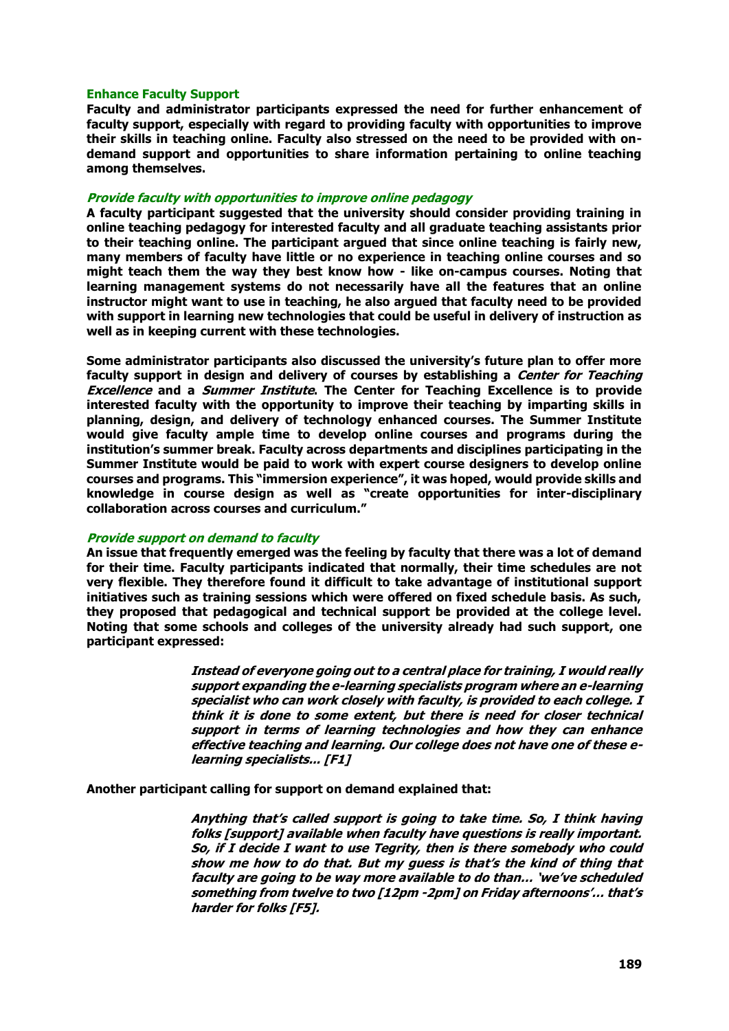### Enhance Faculty Support

**Faculty and administrator participants expressed the need for further enhancement of faculty support, especially with regard to providing faculty with opportunities to improve their skills in teaching online. Faculty also stressed on the need to be provided with on-demand support and opportunities to share information pertaining to online teaching among themselves.**

#### *Provide faculty with opportunities to improve online pedagogy*

**A faculty participant suggested that the university should consider providing training in online teaching pedagogy for interested faculty and all graduate teaching assistants prior to their teaching online. The participant argued that since online teaching is fairly new, many members of faculty have little or no experience in teaching online courses and so might teach them the way they best know how - like on-campus courses. Noting that learning management systems do not necessarily have all the features that an online instructor might want to use in teaching, he also argued that faculty need to be provided with support in learning new technologies that could be useful in delivery of instruction as well as in keeping current with these technologies.**

**Some administrator participants also discussed the university's future plan to offer more faculty support in design and delivery of courses by establishing a *Center for Teaching Excellence* and a *Summer Institute*. The Center for Teaching Excellence is to provide interested faculty with the opportunity to improve their teaching by imparting skills in planning, design, and delivery of technology enhanced courses. The Summer Institute would give faculty ample time to develop online courses and programs during the institution's summer break. Faculty across departments and disciplines participating in the Summer Institute would be paid to work with expert course designers to develop online courses and programs. This "immersion experience", it was hoped, would provide skills and knowledge in course design as well as "create opportunities for inter-disciplinary collaboration across courses and curriculum."**

#### *Provide support on demand to faculty*

**An issue that frequently emerged was the feeling by faculty that there was a lot of demand for their time. Faculty participants indicated that normally, their time schedules are not very flexible. They therefore found it difficult to take advantage of institutional support initiatives such as training sessions which were offered on fixed schedule basis. As such, they proposed that pedagogical and technical support be provided at the college level. Noting that some schools and colleges of the university already had such support, one participant expressed:**

> ***Instead of everyone going out to a central place for training, I would really support expanding the e-learning specialists program where an e-learning specialist who can work closely with faculty, is provided to each college. I think it is done to some extent, but there is need for closer technical support in terms of learning technologies and how they can enhance effective teaching and learning. Our college does not have one of these e-learning specialists... [F1]***

**Another participant calling for support on demand explained that:**

> ***Anything that's called support is going to take time. So, I think having folks [support] available when faculty have questions is really important. So, if I decide I want to use Tegrity, then is there somebody who could show me how to do that. But my guess is that's the kind of thing that faculty are going to be way more available to do than… 'we've scheduled something from twelve to two [12pm -2pm] on Friday afternoons'… that's harder for folks [F5].***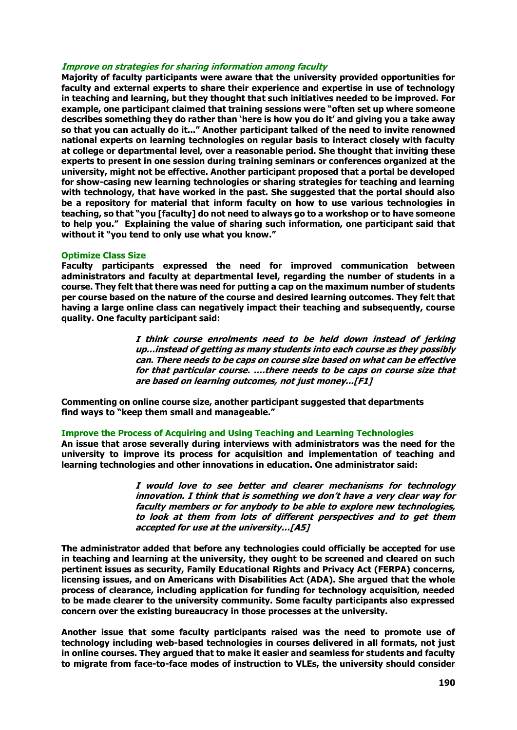### *Improve on strategies for sharing information among faculty*

Majority of faculty participants were aware that the university provided opportunities for faculty and external experts to share their experience and expertise in use of technology in teaching and learning, but they thought that such initiatives needed to be improved. For example, one participant claimed that training sessions were "often set up where someone describes something they do rather than 'here is how you do it' and giving you a take away so that you can actually do it..." Another participant talked of the need to invite renowned national experts on learning technologies on regular basis to interact closely with faculty at college or departmental level, over a reasonable period. She thought that inviting these experts to present in one session during training seminars or conferences organized at the university, might not be effective. Another participant proposed that a portal be developed for show-casing new learning technologies or sharing strategies for teaching and learning with technology, that have worked in the past. She suggested that the portal should also be a repository for material that inform faculty on how to use various technologies in teaching, so that "you [faculty] do not need to always go to a workshop or to have someone to help you." Explaining the value of sharing such information, one participant said that without it "you tend to only use what you know."

### Optimize Class Size

Faculty participants expressed the need for improved communication between administrators and faculty at departmental level, regarding the number of students in a course. They felt that there was need for putting a cap on the maximum number of students per course based on the nature of the course and desired learning outcomes. They felt that having a large online class can negatively impact their teaching and subsequently, course quality. One faculty participant said:

> *I think course enrolments need to be held down instead of jerking up…instead of getting as many students into each course as they possibly can. There needs to be caps on course size based on what can be effective for that particular course. ….there needs to be caps on course size that are based on learning outcomes, not just money...[F1]*

Commenting on online course size, another participant suggested that departments find ways to "keep them small and manageable."

### Improve the Process of Acquiring and Using Teaching and Learning Technologies

An issue that arose severally during interviews with administrators was the need for the university to improve its process for acquisition and implementation of teaching and learning technologies and other innovations in education. One administrator said:

> *I would love to see better and clearer mechanisms for technology innovation. I think that is something we don't have a very clear way for faculty members or for anybody to be able to explore new technologies, to look at them from lots of different perspectives and to get them accepted for use at the university…[A5]*

The administrator added that before any technologies could officially be accepted for use in teaching and learning at the university, they ought to be screened and cleared on such pertinent issues as security, Family Educational Rights and Privacy Act (FERPA) concerns, licensing issues, and on Americans with Disabilities Act (ADA). She argued that the whole process of clearance, including application for funding for technology acquisition, needed to be made clearer to the university community. Some faculty participants also expressed concern over the existing bureaucracy in those processes at the university.

Another issue that some faculty participants raised was the need to promote use of technology including web-based technologies in courses delivered in all formats, not just in online courses. They argued that to make it easier and seamless for students and faculty to migrate from face-to-face modes of instruction to VLEs, the university should consider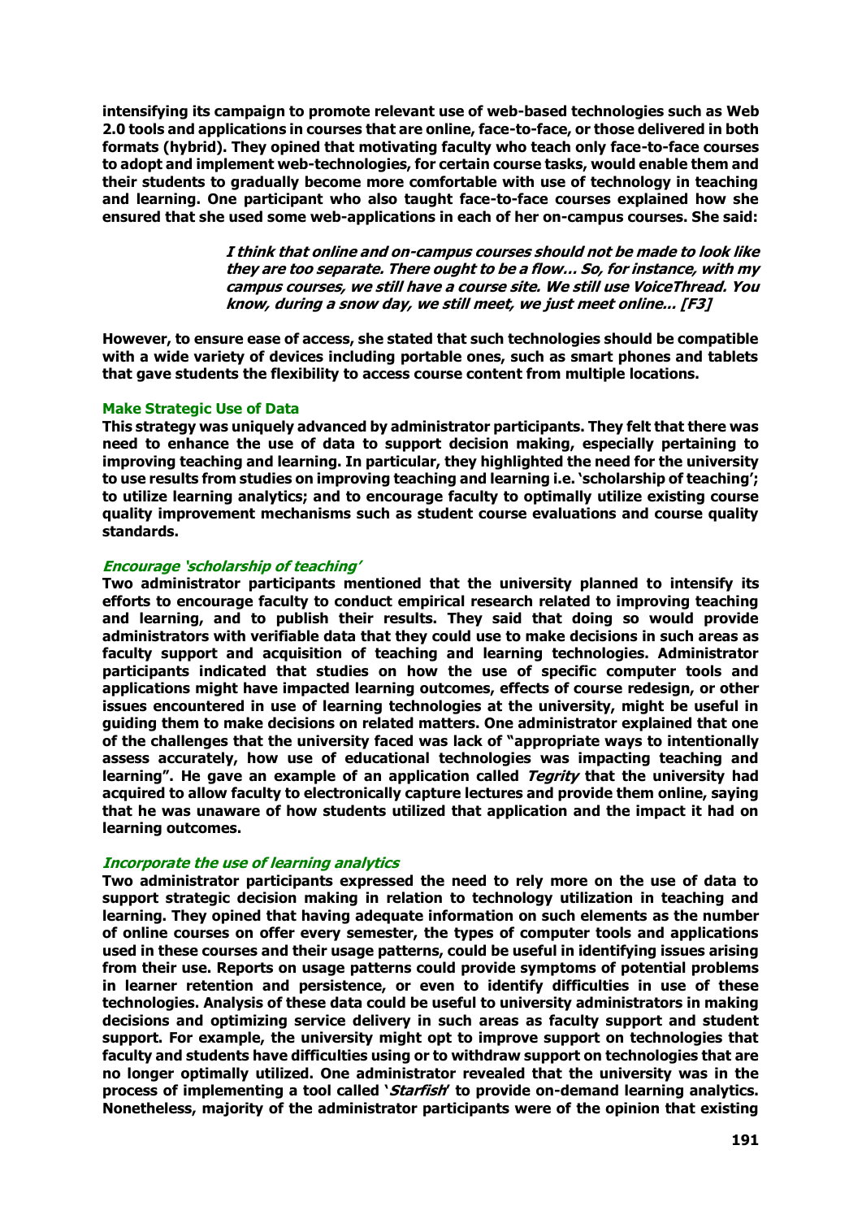intensifying its campaign to promote relevant use of web-based technologies such as Web 2.0 tools and applications in courses that are online, face-to-face, or those delivered in both formats (hybrid). They opined that motivating faculty who teach only face-to-face courses to adopt and implement web-technologies, for certain course tasks, would enable them and their students to gradually become more comfortable with use of technology in teaching and learning. One participant who also taught face-to-face courses explained how she ensured that she used some web-applications in each of her on-campus courses. She said:

> *I think that online and on-campus courses should not be made to look like they are too separate. There ought to be a flow… So, for instance, with my campus courses, we still have a course site. We still use VoiceThread. You know, during a snow day, we still meet, we just meet online… [F3]*

However, to ensure ease of access, she stated that such technologies should be compatible with a wide variety of devices including portable ones, such as smart phones and tablets that gave students the flexibility to access course content from multiple locations.

### Make Strategic Use of Data

This strategy was uniquely advanced by administrator participants. They felt that there was need to enhance the use of data to support decision making, especially pertaining to improving teaching and learning. In particular, they highlighted the need for the university to use results from studies on improving teaching and learning i.e. 'scholarship of teaching'; to utilize learning analytics; and to encourage faculty to optimally utilize existing course quality improvement mechanisms such as student course evaluations and course quality standards.

#### *Encourage 'scholarship of teaching'*

Two administrator participants mentioned that the university planned to intensify its efforts to encourage faculty to conduct empirical research related to improving teaching and learning, and to publish their results. They said that doing so would provide administrators with verifiable data that they could use to make decisions in such areas as faculty support and acquisition of teaching and learning technologies. Administrator participants indicated that studies on how the use of specific computer tools and applications might have impacted learning outcomes, effects of course redesign, or other issues encountered in use of learning technologies at the university, might be useful in guiding them to make decisions on related matters. One administrator explained that one of the challenges that the university faced was lack of "appropriate ways to intentionally assess accurately, how use of educational technologies was impacting teaching and learning". He gave an example of an application called *Tegrity* that the university had acquired to allow faculty to electronically capture lectures and provide them online, saying that he was unaware of how students utilized that application and the impact it had on learning outcomes.

#### *Incorporate the use of learning analytics*

Two administrator participants expressed the need to rely more on the use of data to support strategic decision making in relation to technology utilization in teaching and learning. They opined that having adequate information on such elements as the number of online courses on offer every semester, the types of computer tools and applications used in these courses and their usage patterns, could be useful in identifying issues arising from their use. Reports on usage patterns could provide symptoms of potential problems in learner retention and persistence, or even to identify difficulties in use of these technologies. Analysis of these data could be useful to university administrators in making decisions and optimizing service delivery in such areas as faculty support and student support. For example, the university might opt to improve support on technologies that faculty and students have difficulties using or to withdraw support on technologies that are no longer optimally utilized. One administrator revealed that the university was in the process of implementing a tool called '*Starfish*' to provide on-demand learning analytics. Nonetheless, majority of the administrator participants were of the opinion that existing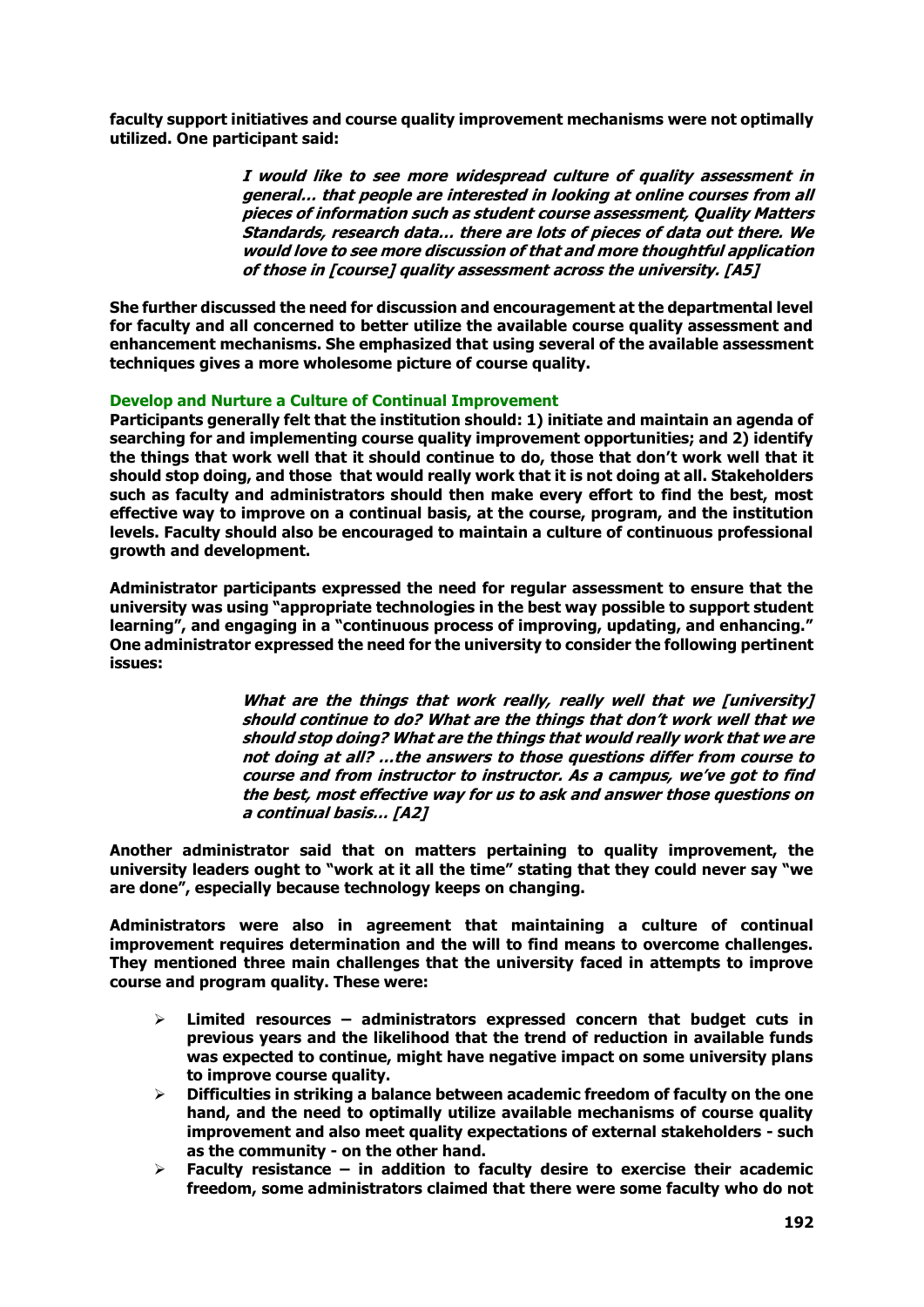faculty support initiatives and course quality improvement mechanisms were not optimally utilized. One participant said:

> *I would like to see more widespread culture of quality assessment in general… that people are interested in looking at online courses from all pieces of information such as student course assessment, Quality Matters Standards, research data… there are lots of pieces of data out there. We would love to see more discussion of that and more thoughtful application of those in [course] quality assessment across the university. [A5]*

She further discussed the need for discussion and encouragement at the departmental level for faculty and all concerned to better utilize the available course quality assessment and enhancement mechanisms. She emphasized that using several of the available assessment techniques gives a more wholesome picture of course quality.

### Develop and Nurture a Culture of Continual Improvement

Participants generally felt that the institution should: 1) initiate and maintain an agenda of searching for and implementing course quality improvement opportunities; and 2) identify the things that work well that it should continue to do, those that don't work well that it should stop doing, and those that would really work that it is not doing at all. Stakeholders such as faculty and administrators should then make every effort to find the best, most effective way to improve on a continual basis, at the course, program, and the institution levels. Faculty should also be encouraged to maintain a culture of continuous professional growth and development.

Administrator participants expressed the need for regular assessment to ensure that the university was using "appropriate technologies in the best way possible to support student learning", and engaging in a "continuous process of improving, updating, and enhancing." One administrator expressed the need for the university to consider the following pertinent issues:

> *What are the things that work really, really well that we [university] should continue to do? What are the things that don't work well that we should stop doing? What are the things that would really work that we are not doing at all? …the answers to those questions differ from course to course and from instructor to instructor. As a campus, we've got to find the best, most effective way for us to ask and answer those questions on a continual basis… [A2]*

Another administrator said that on matters pertaining to quality improvement, the university leaders ought to "work at it all the time" stating that they could never say "we are done", especially because technology keeps on changing.

Administrators were also in agreement that maintaining a culture of continual improvement requires determination and the will to find means to overcome challenges. They mentioned three main challenges that the university faced in attempts to improve course and program quality. These were:

- Limited resources – administrators expressed concern that budget cuts in previous years and the likelihood that the trend of reduction in available funds was expected to continue, might have negative impact on some university plans to improve course quality.
- Difficulties in striking a balance between academic freedom of faculty on the one hand, and the need to optimally utilize available mechanisms of course quality improvement and also meet quality expectations of external stakeholders - such as the community - on the other hand.
- Faculty resistance – in addition to faculty desire to exercise their academic freedom, some administrators claimed that there were some faculty who do not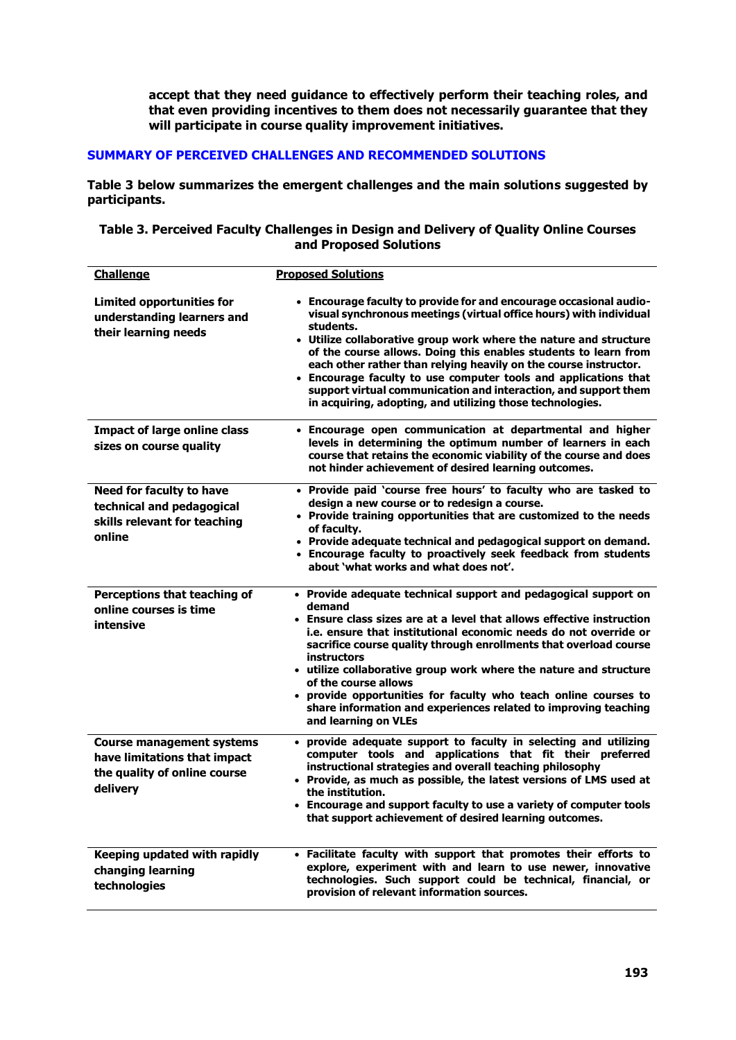**accept that they need guidance to effectively perform their teaching roles, and that even providing incentives to them does not necessarily guarantee that they will participate in course quality improvement initiatives.**

## SUMMARY OF PERCEIVED CHALLENGES AND RECOMMENDED SOLUTIONS

**Table 3 below summarizes the emergent challenges and the main solutions suggested by participants.**

**Table 3. Perceived Faculty Challenges in Design and Delivery of Quality Online Courses and Proposed Solutions**

| Challenge | Proposed Solutions |
|---|---|
| Limited opportunities for understanding learners and their learning needs | • Encourage faculty to provide for and encourage occasional audio-visual synchronous meetings (virtual office hours) with individual students. • Utilize collaborative group work where the nature and structure of the course allows. Doing this enables students to learn from each other rather than relying heavily on the course instructor. • Encourage faculty to use computer tools and applications that support virtual communication and interaction, and support them in acquiring, adopting, and utilizing those technologies. |
| Impact of large online class sizes on course quality | • Encourage open communication at departmental and higher levels in determining the optimum number of learners in each course that retains the economic viability of the course and does not hinder achievement of desired learning outcomes. |
| Need for faculty to have technical and pedagogical skills relevant for teaching online | • Provide paid 'course free hours' to faculty who are tasked to design a new course or to redesign a course. • Provide training opportunities that are customized to the needs of faculty. • Provide adequate technical and pedagogical support on demand. • Encourage faculty to proactively seek feedback from students about 'what works and what does not'. |
| Perceptions that teaching of online courses is time intensive | • Provide adequate technical support and pedagogical support on demand • Ensure class sizes are at a level that allows effective instruction i.e. ensure that institutional economic needs do not override or sacrifice course quality through enrollments that overload course instructors • utilize collaborative group work where the nature and structure of the course allows • provide opportunities for faculty who teach online courses to share information and experiences related to improving teaching and learning on VLEs |
| Course management systems have limitations that impact the quality of online course delivery | • provide adequate support to faculty in selecting and utilizing computer tools and applications that fit their preferred instructional strategies and overall teaching philosophy • Provide, as much as possible, the latest versions of LMS used at the institution. • Encourage and support faculty to use a variety of computer tools that support achievement of desired learning outcomes. |
| Keeping updated with rapidly changing learning technologies | • Facilitate faculty with support that promotes their efforts to explore, experiment with and learn to use newer, innovative technologies. Such support could be technical, financial, or provision of relevant information sources. |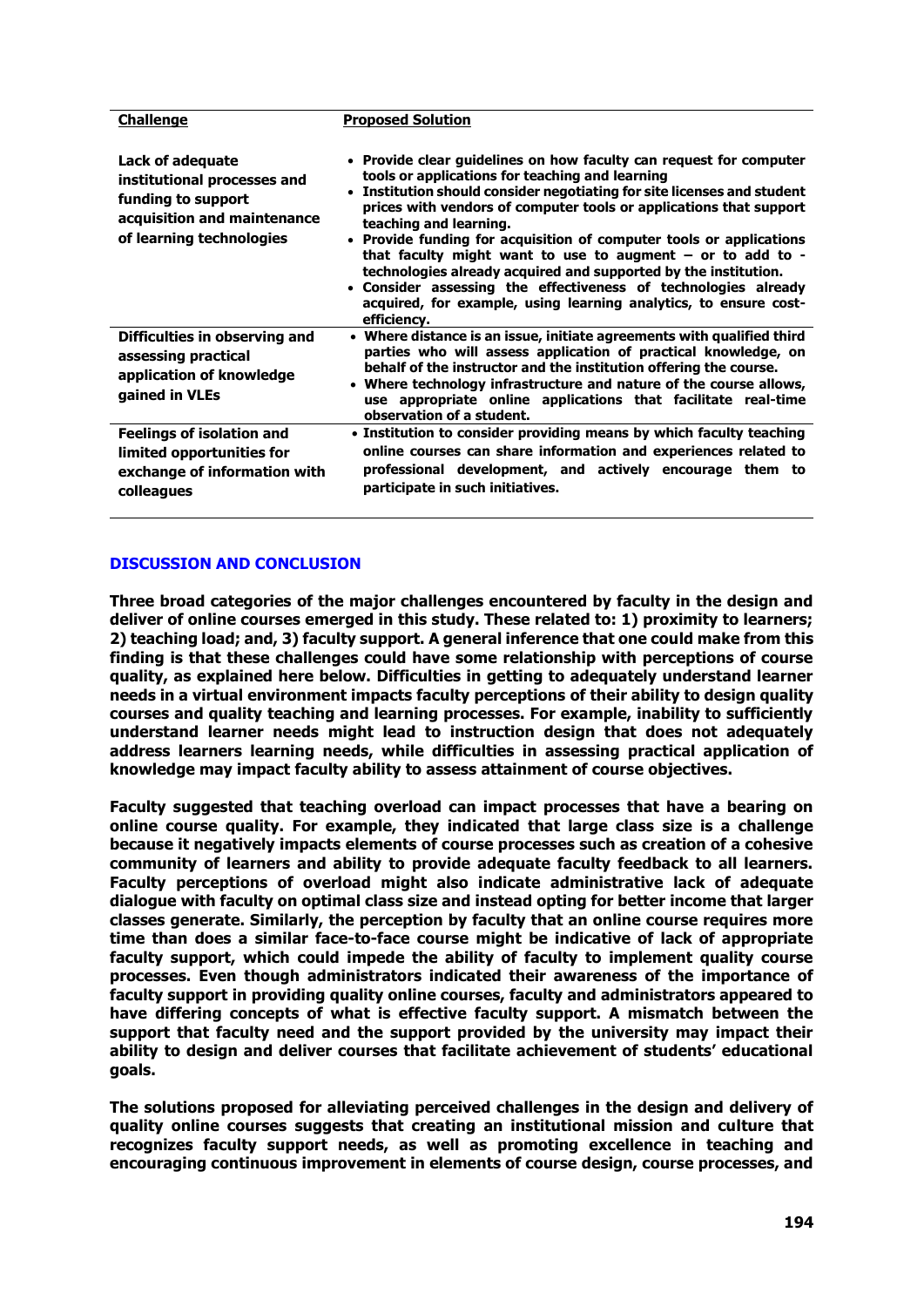| Challenge | Proposed Solution |
|---|---|
| **Lack of adequate institutional processes and funding to support acquisition and maintenance of learning technologies** | • **Provide clear guidelines on how faculty can request for computer tools or applications for teaching and learning** • **Institution should consider negotiating for site licenses and student prices with vendors of computer tools or applications that support teaching and learning.** • **Provide funding for acquisition of computer tools or applications that faculty might want to use to augment – or to add to - technologies already acquired and supported by the institution.** • **Consider assessing the effectiveness of technologies already acquired, for example, using learning analytics, to ensure cost-efficiency.** |
| **Difficulties in observing and assessing practical application of knowledge gained in VLEs** | • **Where distance is an issue, initiate agreements with qualified third parties who will assess application of practical knowledge, on behalf of the instructor and the institution offering the course.** • **Where technology infrastructure and nature of the course allows, use appropriate online applications that facilitate real-time observation of a student.** |
| **Feelings of isolation and limited opportunities for exchange of information with colleagues** | • **Institution to consider providing means by which faculty teaching online courses can share information and experiences related to professional development, and actively encourage them to participate in such initiatives.** |

## DISCUSSION AND CONCLUSION

**Three broad categories of the major challenges encountered by faculty in the design and deliver of online courses emerged in this study. These related to: 1) proximity to learners; 2) teaching load; and, 3) faculty support. A general inference that one could make from this finding is that these challenges could have some relationship with perceptions of course quality, as explained here below. Difficulties in getting to adequately understand learner needs in a virtual environment impacts faculty perceptions of their ability to design quality courses and quality teaching and learning processes. For example, inability to sufficiently understand learner needs might lead to instruction design that does not adequately address learners learning needs, while difficulties in assessing practical application of knowledge may impact faculty ability to assess attainment of course objectives.**

**Faculty suggested that teaching overload can impact processes that have a bearing on online course quality. For example, they indicated that large class size is a challenge because it negatively impacts elements of course processes such as creation of a cohesive community of learners and ability to provide adequate faculty feedback to all learners. Faculty perceptions of overload might also indicate administrative lack of adequate dialogue with faculty on optimal class size and instead opting for better income that larger classes generate. Similarly, the perception by faculty that an online course requires more time than does a similar face-to-face course might be indicative of lack of appropriate faculty support, which could impede the ability of faculty to implement quality course processes. Even though administrators indicated their awareness of the importance of faculty support in providing quality online courses, faculty and administrators appeared to have differing concepts of what is effective faculty support. A mismatch between the support that faculty need and the support provided by the university may impact their ability to design and deliver courses that facilitate achievement of students' educational goals.**

**The solutions proposed for alleviating perceived challenges in the design and delivery of quality online courses suggests that creating an institutional mission and culture that recognizes faculty support needs, as well as promoting excellence in teaching and encouraging continuous improvement in elements of course design, course processes, and**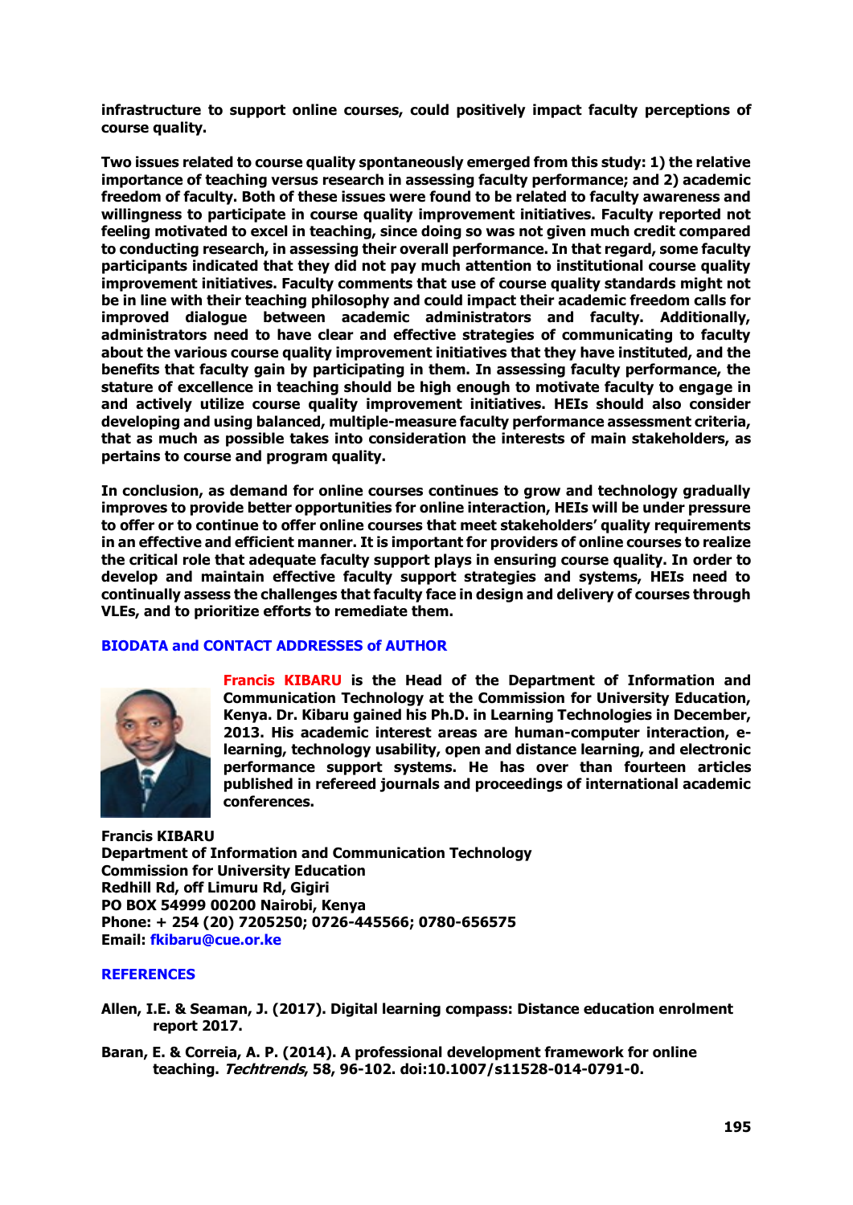**infrastructure to support online courses, could positively impact faculty perceptions of course quality.**

**Two issues related to course quality spontaneously emerged from this study: 1) the relative importance of teaching versus research in assessing faculty performance; and 2) academic freedom of faculty. Both of these issues were found to be related to faculty awareness and willingness to participate in course quality improvement initiatives. Faculty reported not feeling motivated to excel in teaching, since doing so was not given much credit compared to conducting research, in assessing their overall performance. In that regard, some faculty participants indicated that they did not pay much attention to institutional course quality improvement initiatives. Faculty comments that use of course quality standards might not be in line with their teaching philosophy and could impact their academic freedom calls for improved dialogue between academic administrators and faculty. Additionally, administrators need to have clear and effective strategies of communicating to faculty about the various course quality improvement initiatives that they have instituted, and the benefits that faculty gain by participating in them. In assessing faculty performance, the stature of excellence in teaching should be high enough to motivate faculty to engage in and actively utilize course quality improvement initiatives. HEIs should also consider developing and using balanced, multiple-measure faculty performance assessment criteria, that as much as possible takes into consideration the interests of main stakeholders, as pertains to course and program quality.**

**In conclusion, as demand for online courses continues to grow and technology gradually improves to provide better opportunities for online interaction, HEIs will be under pressure to offer or to continue to offer online courses that meet stakeholders' quality requirements in an effective and efficient manner. It is important for providers of online courses to realize the critical role that adequate faculty support plays in ensuring course quality. In order to develop and maintain effective faculty support strategies and systems, HEIs need to continually assess the challenges that faculty face in design and delivery of courses through VLEs, and to prioritize efforts to remediate them.**

## BIODATA and CONTACT ADDRESSES of AUTHOR

**Francis KIBARU is the Head of the Department of Information and Communication Technology at the Commission for University Education, Kenya. Dr. Kibaru gained his Ph.D. in Learning Technologies in December, 2013. His academic interest areas are human-computer interaction, e-learning, technology usability, open and distance learning, and electronic performance support systems. He has over than fourteen articles published in refereed journals and proceedings of international academic conferences.**

**Francis KIBARU**
**Department of Information and Communication Technology**
**Commission for University Education**
**Redhill Rd, off Limuru Rd, Gigiri**
**PO BOX 54999 00200 Nairobi, Kenya**
**Phone: + 254 (20) 7205250; 0726-445566; 0780-656575**
**Email: fkibaru@cue.or.ke**

## REFERENCES

**Allen, I.E. & Seaman, J. (2017). Digital learning compass: Distance education enrolment report 2017.**

**Baran, E. & Correia, A. P. (2014). A professional development framework for online teaching. *Techtrends*, 58, 96-102. doi:10.1007/s11528-014-0791-0.**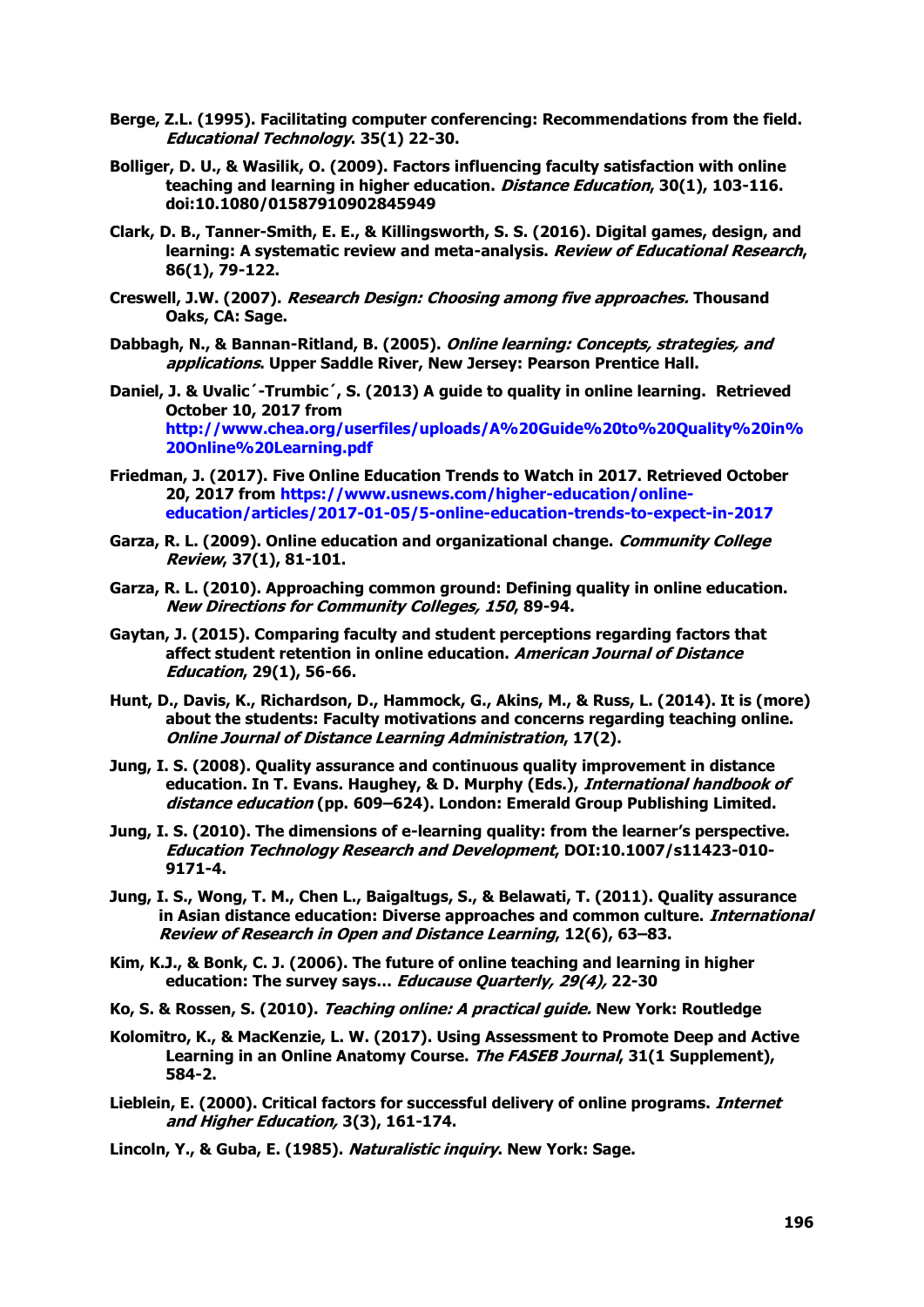Berge, Z.L. (1995). Facilitating computer conferencing: Recommendations from the field. *Educational Technology*. 35(1) 22-30.

Bolliger, D. U., & Wasilik, O. (2009). Factors influencing faculty satisfaction with online teaching and learning in higher education. *Distance Education*, 30(1), 103-116. doi:10.1080/01587910902845949

Clark, D. B., Tanner-Smith, E. E., & Killingsworth, S. S. (2016). Digital games, design, and learning: A systematic review and meta-analysis. *Review of Educational Research*, 86(1), 79-122.

Creswell, J.W. (2007). *Research Design: Choosing among five approaches.* Thousand Oaks, CA: Sage.

Dabbagh, N., & Bannan-Ritland, B. (2005). *Online learning: Concepts, strategies, and applications*. Upper Saddle River, New Jersey: Pearson Prentice Hall.

Daniel, J. & Uvalic´-Trumbic´, S. (2013) A guide to quality in online learning. Retrieved October 10, 2017 from http://www.chea.org/userfiles/uploads/A%20Guide%20to%20Quality%20in%20Online%20Learning.pdf

Friedman, J. (2017). Five Online Education Trends to Watch in 2017. Retrieved October 20, 2017 from https://www.usnews.com/higher-education/online-education/articles/2017-01-05/5-online-education-trends-to-expect-in-2017

Garza, R. L. (2009). Online education and organizational change. *Community College Review*, 37(1), 81-101.

Garza, R. L. (2010). Approaching common ground: Defining quality in online education. *New Directions for Community Colleges, 150*, 89-94.

Gaytan, J. (2015). Comparing faculty and student perceptions regarding factors that affect student retention in online education. *American Journal of Distance Education*, 29(1), 56-66.

Hunt, D., Davis, K., Richardson, D., Hammock, G., Akins, M., & Russ, L. (2014). It is (more) about the students: Faculty motivations and concerns regarding teaching online. *Online Journal of Distance Learning Administration*, 17(2).

Jung, I. S. (2008). Quality assurance and continuous quality improvement in distance education. In T. Evans. Haughey, & D. Murphy (Eds.), *International handbook of distance education* (pp. 609–624). London: Emerald Group Publishing Limited.

Jung, I. S. (2010). The dimensions of e-learning quality: from the learner's perspective. *Education Technology Research and Development*, DOI:10.1007/s11423-010-9171-4.

Jung, I. S., Wong, T. M., Chen L., Baigaltugs, S., & Belawati, T. (2011). Quality assurance in Asian distance education: Diverse approaches and common culture. *International Review of Research in Open and Distance Learning*, 12(6), 63–83.

Kim, K.J., & Bonk, C. J. (2006). The future of online teaching and learning in higher education: The survey says... *Educause Quarterly, 29(4),* 22-30

Ko, S. & Rossen, S. (2010). *Teaching online: A practical guide.* New York: Routledge

Kolomitro, K., & MacKenzie, L. W. (2017). Using Assessment to Promote Deep and Active Learning in an Online Anatomy Course. *The FASEB Journal*, 31(1 Supplement), 584-2.

Lieblein, E. (2000). Critical factors for successful delivery of online programs. *Internet and Higher Education,* 3(3), 161-174.

Lincoln, Y., & Guba, E. (1985). *Naturalistic inquiry*. New York: Sage.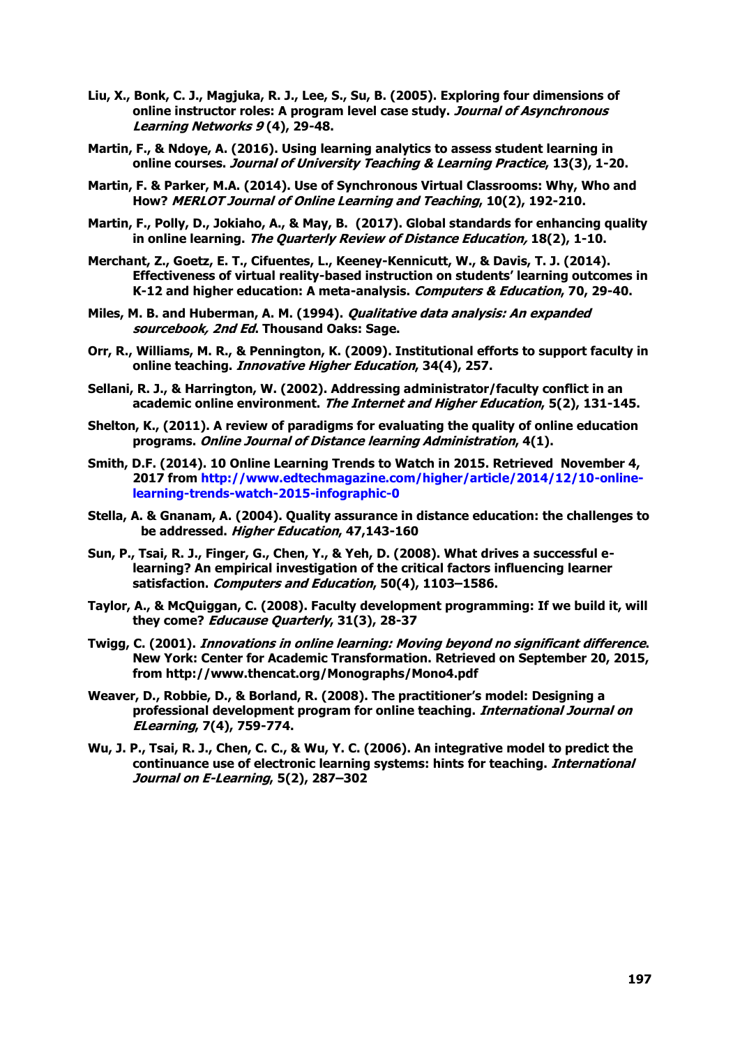**Liu, X., Bonk, C. J., Magjuka, R. J., Lee, S., Su, B. (2005). Exploring four dimensions of online instructor roles: A program level case study. *Journal of Asynchronous Learning Networks 9* (4), 29-48.**

**Martin, F., & Ndoye, A. (2016). Using learning analytics to assess student learning in online courses. *Journal of University Teaching & Learning Practice*, 13(3), 1-20.**

**Martin, F. & Parker, M.A. (2014). Use of Synchronous Virtual Classrooms: Why, Who and How? *MERLOT Journal of Online Learning and Teaching*, 10(2), 192-210.**

**Martin, F., Polly, D., Jokiaho, A., & May, B. (2017). Global standards for enhancing quality in online learning. *The Quarterly Review of Distance Education,* 18(2), 1-10.**

**Merchant, Z., Goetz, E. T., Cifuentes, L., Keeney-Kennicutt, W., & Davis, T. J. (2014). Effectiveness of virtual reality-based instruction on students' learning outcomes in K-12 and higher education: A meta-analysis. *Computers & Education*, 70, 29-40.**

**Miles, M. B. and Huberman, A. M. (1994). *Qualitative data analysis: An expanded sourcebook, 2nd Ed*. Thousand Oaks: Sage.**

**Orr, R., Williams, M. R., & Pennington, K. (2009). Institutional efforts to support faculty in online teaching. *Innovative Higher Education*, 34(4), 257.**

**Sellani, R. J., & Harrington, W. (2002). Addressing administrator/faculty conflict in an academic online environment. *The Internet and Higher Education*, 5(2), 131-145.**

**Shelton, K., (2011). A review of paradigms for evaluating the quality of online education programs. *Online Journal of Distance learning Administration*, 4(1).**

**Smith, D.F. (2014). 10 Online Learning Trends to Watch in 2015. Retrieved November 4, 2017 from http://www.edtechmagazine.com/higher/article/2014/12/10-online-learning-trends-watch-2015-infographic-0**

**Stella, A. & Gnanam, A. (2004). Quality assurance in distance education: the challenges to be addressed. *Higher Education*, 47,143-160**

**Sun, P., Tsai, R. J., Finger, G., Chen, Y., & Yeh, D. (2008). What drives a successful e-learning? An empirical investigation of the critical factors influencing learner satisfaction. *Computers and Education*, 50(4), 1103–1586.**

**Taylor, A., & McQuiggan, C. (2008). Faculty development programming: If we build it, will they come? *Educause Quarterly*, 31(3), 28-37**

**Twigg, C. (2001). *Innovations in online learning: Moving beyond no significant difference*. New York: Center for Academic Transformation. Retrieved on September 20, 2015, from http://www.thencat.org/Monographs/Mono4.pdf**

**Weaver, D., Robbie, D., & Borland, R. (2008). The practitioner's model: Designing a professional development program for online teaching. *International Journal on ELearning*, 7(4), 759-774.**

**Wu, J. P., Tsai, R. J., Chen, C. C., & Wu, Y. C. (2006). An integrative model to predict the continuance use of electronic learning systems: hints for teaching. *International Journal on E-Learning*, 5(2), 287–302**